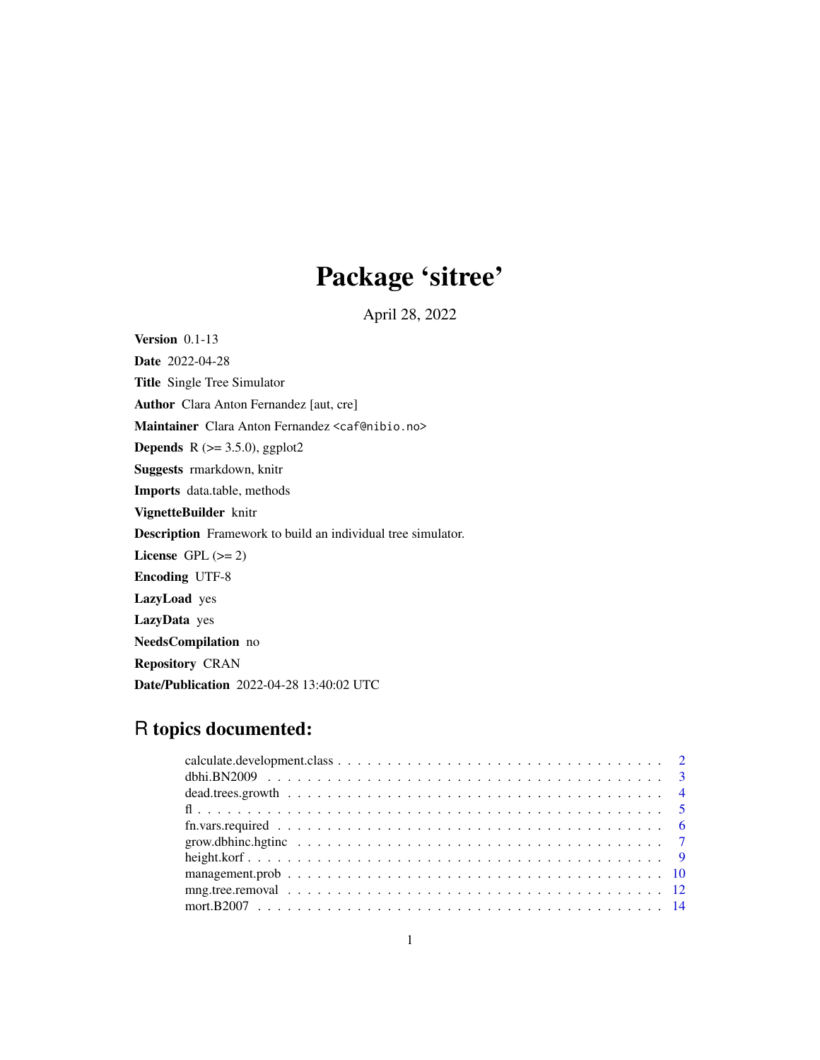# Package 'sitree'

April 28, 2022

**Version** 0.1-13

**Date** 2022-04-28

**Title** Single Tree Simulator

**Author** Clara Anton Fernandez [aut, cre]

**Maintainer** Clara Anton Fernandez <caf@nibio.no>

**Depends** R (>= 3.5.0), ggplot2

**Suggests** rmarkdown, knitr

**Imports** data.table, methods

**VignetteBuilder** knitr

**Description** Framework to build an individual tree simulator.

**License** GPL (>= 2)

**Encoding** UTF-8

**LazyLoad** yes

**LazyData** yes

**NeedsCompilation** no

**Repository** CRAN

**Date/Publication** 2022-04-28 13:40:02 UTC

## R topics documented:

calculate.development.class . . . . . . . . . . . . . . . . . . . . . . . . . . . . . . . . 2
dbhi.BN2009 . . . . . . . . . . . . . . . . . . . . . . . . . . . . . . . . . . . . . . . . 3
dead.trees.growth . . . . . . . . . . . . . . . . . . . . . . . . . . . . . . . . . . . . . 4
fl . . . . . . . . . . . . . . . . . . . . . . . . . . . . . . . . . . . . . . . . . . . . . . 5
fn.vars.required . . . . . . . . . . . . . . . . . . . . . . . . . . . . . . . . . . . . . . 6
grow.dbhinc.hgtinc . . . . . . . . . . . . . . . . . . . . . . . . . . . . . . . . . . . . 7
height.korf . . . . . . . . . . . . . . . . . . . . . . . . . . . . . . . . . . . . . . . . . 9
management.prob . . . . . . . . . . . . . . . . . . . . . . . . . . . . . . . . . . . . . 10
mng.tree.removal . . . . . . . . . . . . . . . . . . . . . . . . . . . . . . . . . . . . . 12
mort.B2007 . . . . . . . . . . . . . . . . . . . . . . . . . . . . . . . . . . . . . . . . 14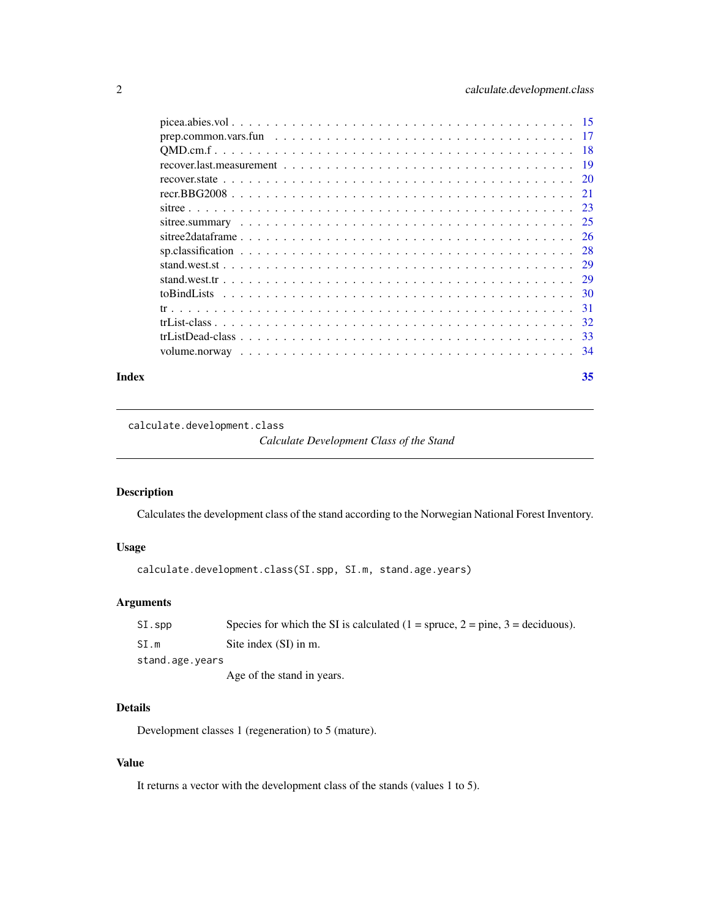picea.abies.vol . . . . . . . . . . . . . . . . . . . . . . . . . . . . . . . . . . . . . . 15
prep.common.vars.fun . . . . . . . . . . . . . . . . . . . . . . . . . . . . . . . . . . . 17
QMD.cm.f . . . . . . . . . . . . . . . . . . . . . . . . . . . . . . . . . . . . . . . . . 18
recover.last.measurement . . . . . . . . . . . . . . . . . . . . . . . . . . . . . . . . . 19
recover.state . . . . . . . . . . . . . . . . . . . . . . . . . . . . . . . . . . . . . . . 20
recr.BBG2008 . . . . . . . . . . . . . . . . . . . . . . . . . . . . . . . . . . . . . . . 21
sitree . . . . . . . . . . . . . . . . . . . . . . . . . . . . . . . . . . . . . . . . . . 23
sitree.summary . . . . . . . . . . . . . . . . . . . . . . . . . . . . . . . . . . . . . . 25
sitree2dataframe . . . . . . . . . . . . . . . . . . . . . . . . . . . . . . . . . . . . . 26
sp.classification . . . . . . . . . . . . . . . . . . . . . . . . . . . . . . . . . . . . . 28
stand.west.st . . . . . . . . . . . . . . . . . . . . . . . . . . . . . . . . . . . . . . . 29
stand.west.tr . . . . . . . . . . . . . . . . . . . . . . . . . . . . . . . . . . . . . . . 29
toBindLists . . . . . . . . . . . . . . . . . . . . . . . . . . . . . . . . . . . . . . . . 30
tr . . . . . . . . . . . . . . . . . . . . . . . . . . . . . . . . . . . . . . . . . . . . 31
trList-class . . . . . . . . . . . . . . . . . . . . . . . . . . . . . . . . . . . . . . . . 32
trListDead-class . . . . . . . . . . . . . . . . . . . . . . . . . . . . . . . . . . . . . . 33
volume.norway . . . . . . . . . . . . . . . . . . . . . . . . . . . . . . . . . . . . . . . 34

**Index** **35**

---

## calculate.development.class — *Calculate Development Class of the Stand*

### Description

Calculates the development class of the stand according to the Norwegian National Forest Inventory.

### Usage

```
calculate.development.class(SI.spp, SI.m, stand.age.years)
```

### Arguments

| | |
|---|---|
| `SI.spp` | Species for which the SI is calculated (1 = spruce, 2 = pine, 3 = deciduous). |
| `SI.m` | Site index (SI) in m. |
| `stand.age.years` | Age of the stand in years. |

### Details

Development classes 1 (regeneration) to 5 (mature).

### Value

It returns a vector with the development class of the stands (values 1 to 5).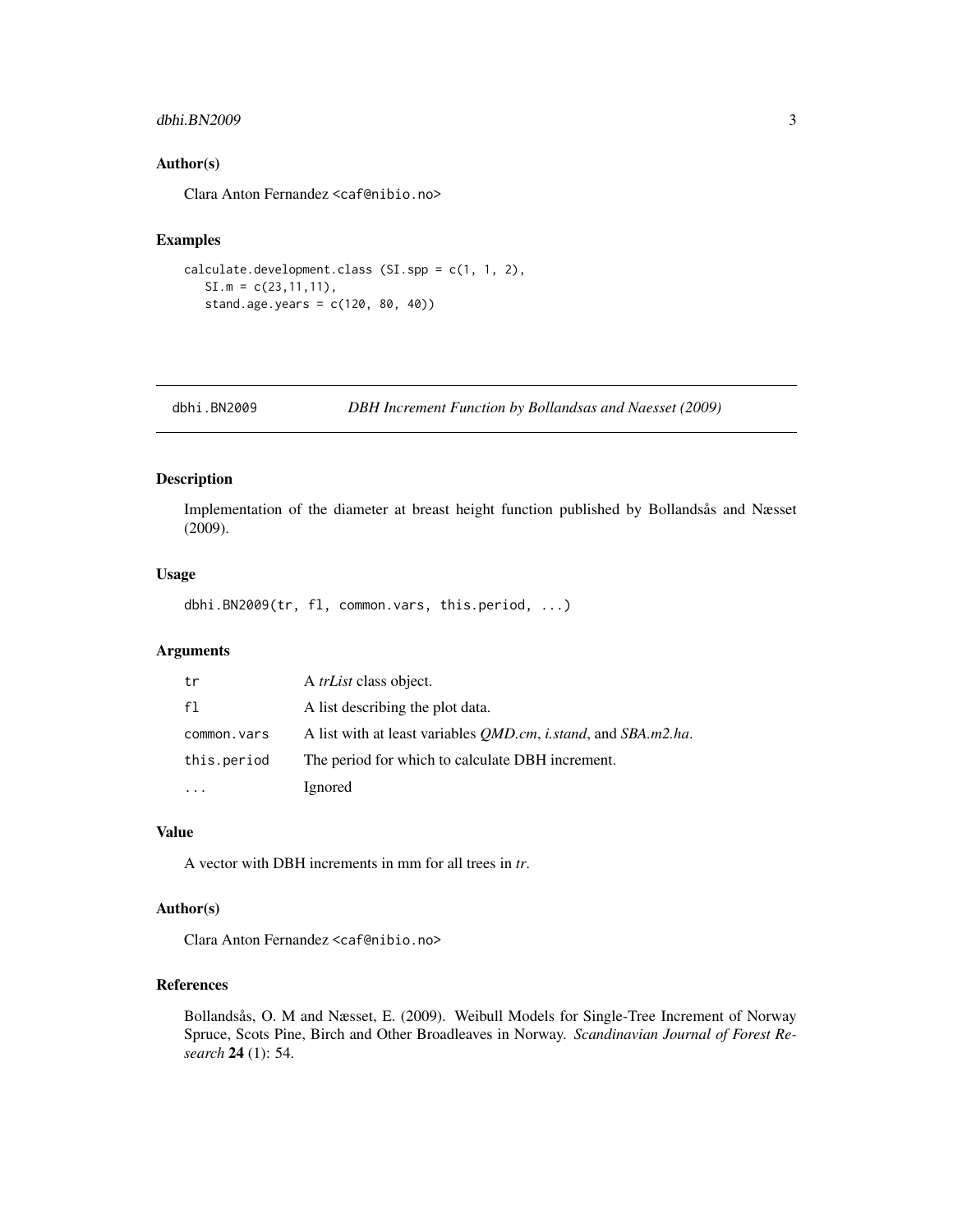### Author(s)

Clara Anton Fernandez <caf@nibio.no>

### Examples

```
calculate.development.class (SI.spp = c(1, 1, 2),
   SI.m = c(23,11,11),
   stand.age.years = c(120, 80, 40))
```

---

## dbhi.BN2009 — *DBH Increment Function by Bollandsas and Naesset (2009)*

### Description

Implementation of the diameter at breast height function published by Bollandsås and Næsset (2009).

### Usage

```
dbhi.BN2009(tr, fl, common.vars, this.period, ...)
```

### Arguments

| | |
|---|---|
| `tr` | A *trList* class object. |
| `fl` | A list describing the plot data. |
| `common.vars` | A list with at least variables *QMD.cm*, *i.stand*, and *SBA.m2.ha*. |
| `this.period` | The period for which to calculate DBH increment. |
| `...` | Ignored |

### Value

A vector with DBH increments in mm for all trees in *tr*.

### Author(s)

Clara Anton Fernandez <caf@nibio.no>

### References

Bollandsås, O. M and Næsset, E. (2009). Weibull Models for Single-Tree Increment of Norway Spruce, Scots Pine, Birch and Other Broadleaves in Norway. *Scandinavian Journal of Forest Research* **24** (1): 54.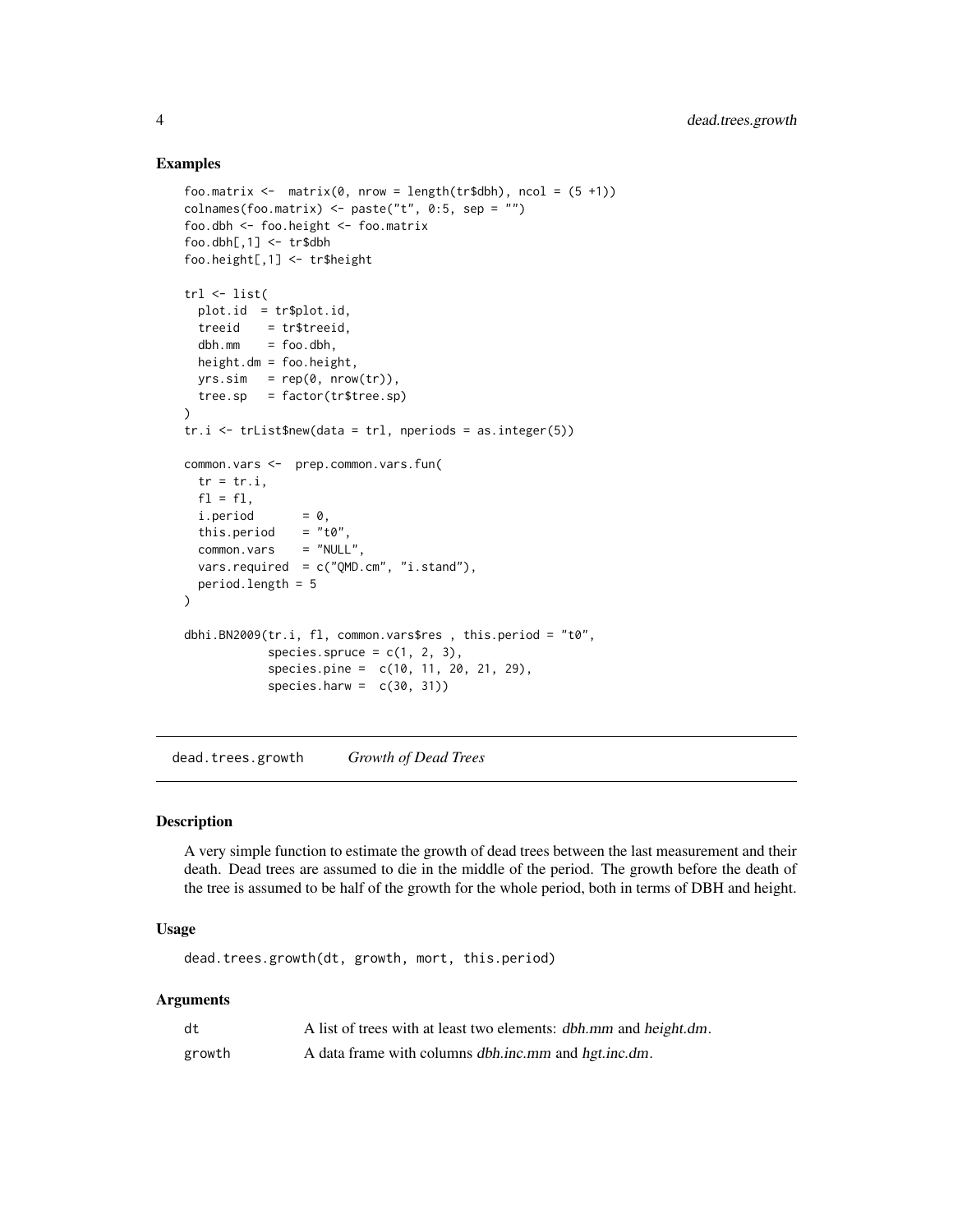### Examples

```
foo.matrix <-  matrix(0, nrow = length(tr$dbh), ncol = (5 +1))
colnames(foo.matrix) <- paste("t", 0:5, sep = "")
foo.dbh <- foo.height <- foo.matrix
foo.dbh[,1] <- tr$dbh
foo.height[,1] <- tr$height

trl <- list(
  plot.id  = tr$plot.id,
  treeid    = tr$treeid,
  dbh.mm    = foo.dbh,
  height.dm = foo.height,
  yrs.sim   = rep(0, nrow(tr)),
  tree.sp   = factor(tr$tree.sp)
)
tr.i <- trList$new(data = trl, nperiods = as.integer(5))

common.vars <-  prep.common.vars.fun(
  tr = tr.i,
  fl = fl,
  i.period       = 0,
  this.period    = "t0",
  common.vars    = "NULL",
  vars.required  = c("QMD.cm", "i.stand"),
  period.length = 5
)

dbhi.BN2009(tr.i, fl, common.vars$res , this.period = "t0",
            species.spruce = c(1, 2, 3),
            species.pine =  c(10, 11, 20, 21, 29),
            species.harw =  c(30, 31))
```

## dead.trees.growth *Growth of Dead Trees*

### Description

A very simple function to estimate the growth of dead trees between the last measurement and their death. Dead trees are assumed to die in the middle of the period. The growth before the death of the tree is assumed to be half of the growth for the whole period, both in terms of DBH and height.

### Usage

```
dead.trees.growth(dt, growth, mort, this.period)
```

### Arguments

| | |
|---|---|
| dt | A list of trees with at least two elements: *dbh.mm* and *height.dm*. |
| growth | A data frame with columns *dbh.inc.mm* and *hgt.inc.dm*. |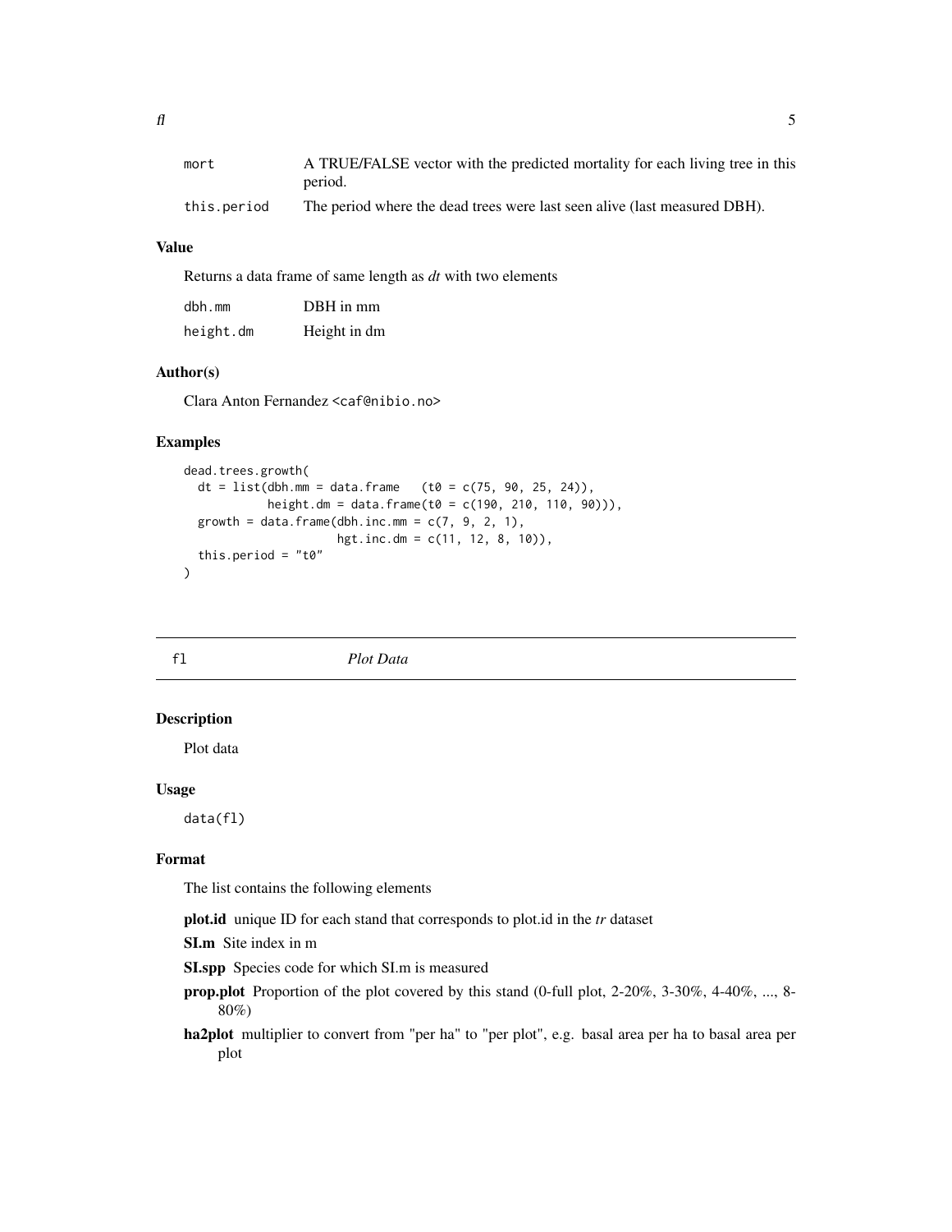| | |
|---|---|
| mort | A TRUE/FALSE vector with the predicted mortality for each living tree in this period. |
| this.period | The period where the dead trees were last seen alive (last measured DBH). |

### Value

Returns a data frame of same length as *dt* with two elements

| | |
|---|---|
| dbh.mm | DBH in mm |
| height.dm | Height in dm |

### Author(s)

Clara Anton Fernandez <caf@nibio.no>

### Examples

```
dead.trees.growth(
  dt = list(dbh.mm = data.frame   (t0 = c(75, 90, 25, 24)),
            height.dm = data.frame(t0 = c(190, 210, 110, 90))),
  growth = data.frame(dbh.inc.mm = c(7, 9, 2, 1),
                      hgt.inc.dm = c(11, 12, 8, 10)),
  this.period = "t0"
)
```

---

## fl    *Plot Data*

### Description

Plot data

### Usage

```
data(fl)
```

### Format

The list contains the following elements

**plot.id** unique ID for each stand that corresponds to plot.id in the *tr* dataset

**SI.m** Site index in m

**SI.spp** Species code for which SI.m is measured

**prop.plot** Proportion of the plot covered by this stand (0-full plot, 2-20%, 3-30%, 4-40%, ..., 8-80%)

**ha2plot** multiplier to convert from "per ha" to "per plot", e.g. basal area per ha to basal area per plot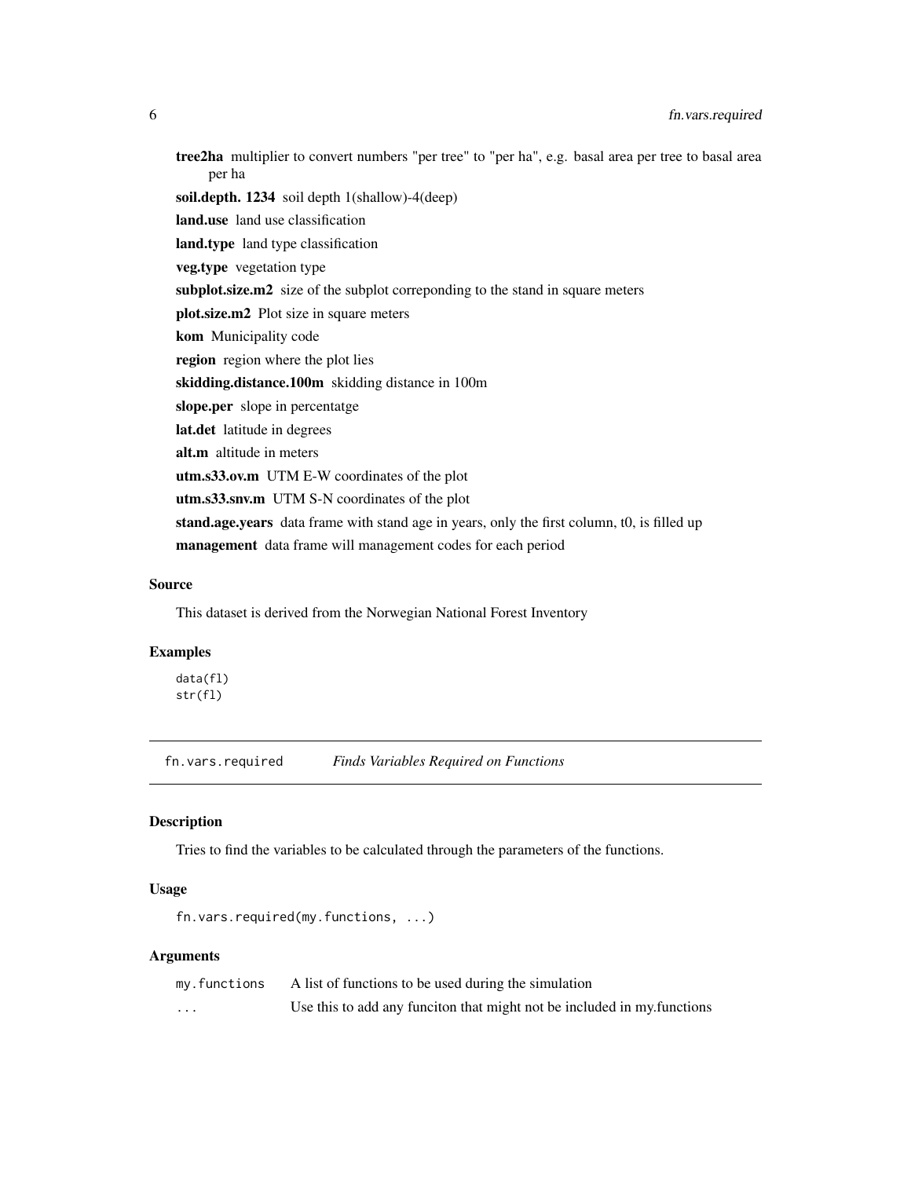**tree2ha** multiplier to convert numbers "per tree" to "per ha", e.g. basal area per tree to basal area per ha

**soil.depth. 1234** soil depth 1(shallow)-4(deep)

**land.use** land use classification

**land.type** land type classification

**veg.type** vegetation type

**subplot.size.m2** size of the subplot correponding to the stand in square meters

**plot.size.m2** Plot size in square meters

**kom** Municipality code

**region** region where the plot lies

**skidding.distance.100m** skidding distance in 100m

**slope.per** slope in percentatge

**lat.det** latitude in degrees

**alt.m** altitude in meters

**utm.s33.ov.m** UTM E-W coordinates of the plot

**utm.s33.snv.m** UTM S-N coordinates of the plot

**stand.age.years** data frame with stand age in years, only the first column, t0, is filled up

**management** data frame will management codes for each period

### Source

This dataset is derived from the Norwegian National Forest Inventory

### Examples

```
data(fl)
str(fl)
```

---

## fn.vars.required *Finds Variables Required on Functions*

### Description

Tries to find the variables to be calculated through the parameters of the functions.

### Usage

```
fn.vars.required(my.functions, ...)
```

### Arguments

| | |
|---|---|
| `my.functions` | A list of functions to be used during the simulation |
| `...` | Use this to add any funciton that might not be included in my.functions |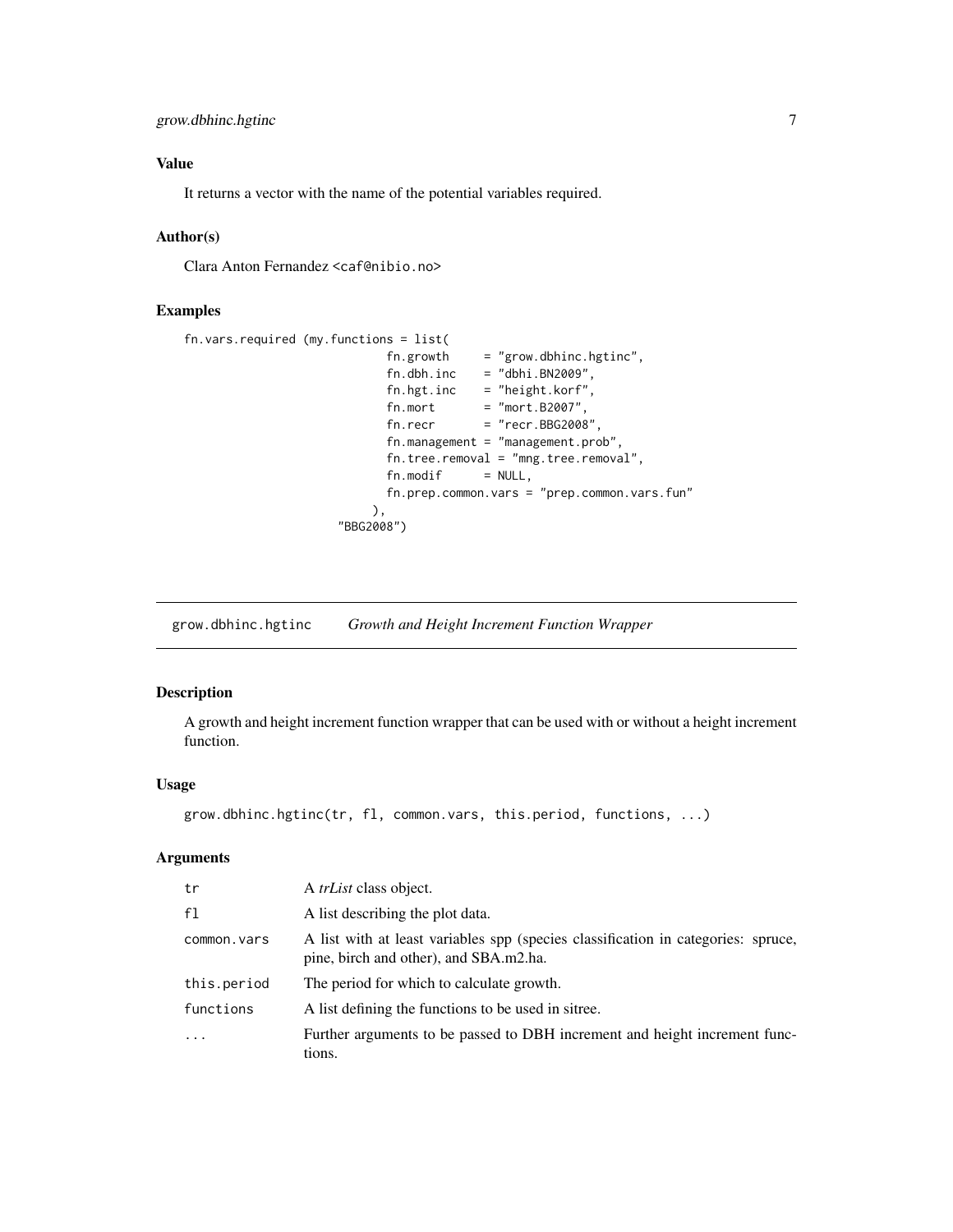## Value

It returns a vector with the name of the potential variables required.

## Author(s)

Clara Anton Fernandez <caf@nibio.no>

## Examples

```
fn.vars.required (my.functions = list(
                            fn.growth     = "grow.dbhinc.hgtinc",
                            fn.dbh.inc    = "dbhi.BN2009",
                            fn.hgt.inc    = "height.korf",
                            fn.mort       = "mort.B2007",
                            fn.recr       = "recr.BBG2008",
                            fn.management = "management.prob",
                            fn.tree.removal = "mng.tree.removal",
                            fn.modif      = NULL,
                            fn.prep.common.vars = "prep.common.vars.fun"
                          ),
                    "BBG2008")
```

---

# grow.dbhinc.hgtinc *Growth and Height Increment Function Wrapper*

## Description

A growth and height increment function wrapper that can be used with or without a height increment function.

## Usage

```
grow.dbhinc.hgtinc(tr, fl, common.vars, this.period, functions, ...)
```

## Arguments

| | |
|---|---|
| tr | A *trList* class object. |
| fl | A list describing the plot data. |
| common.vars | A list with at least variables spp (species classification in categories: spruce, pine, birch and other), and SBA.m2.ha. |
| this.period | The period for which to calculate growth. |
| functions | A list defining the functions to be used in sitree. |
| ... | Further arguments to be passed to DBH increment and height increment functions. |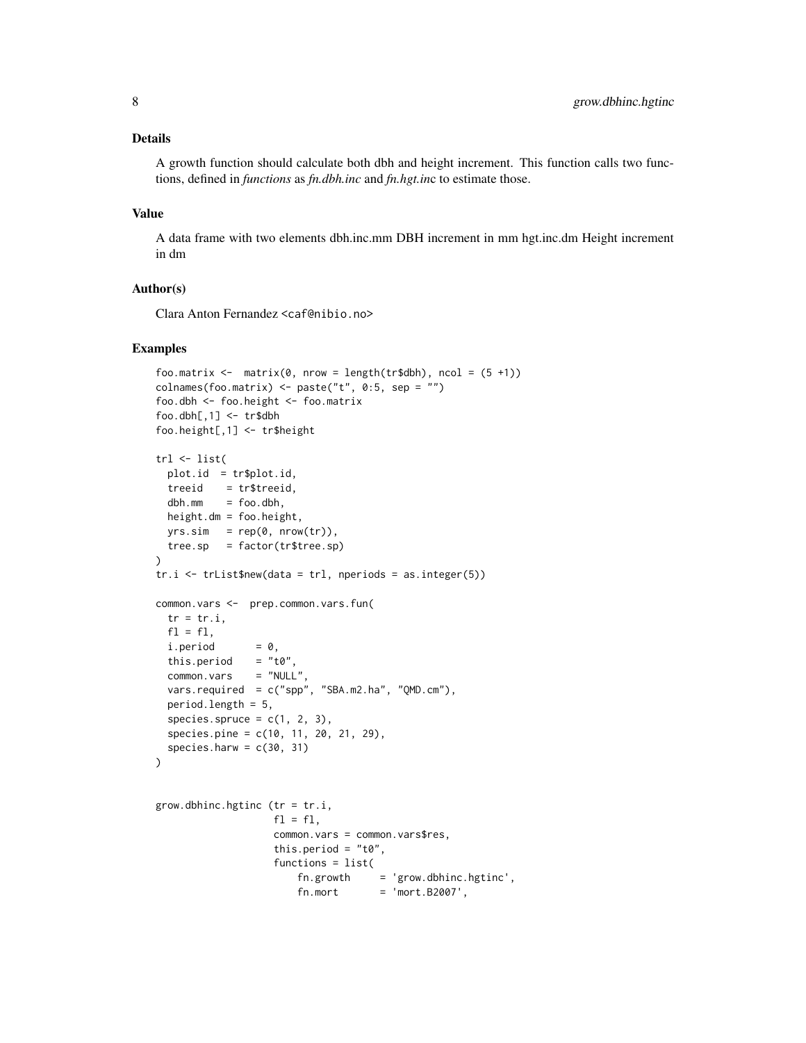## Details

A growth function should calculate both dbh and height increment. This function calls two functions, defined in *functions* as *fn.dbh.inc* and *fn.hgt.inc* to estimate those.

## Value

A data frame with two elements dbh.inc.mm DBH increment in mm hgt.inc.dm Height increment in dm

## Author(s)

Clara Anton Fernandez <caf@nibio.no>

## Examples

```
foo.matrix <-  matrix(0, nrow = length(tr$dbh), ncol = (5 +1))
colnames(foo.matrix) <- paste("t", 0:5, sep = "")
foo.dbh <- foo.height <- foo.matrix
foo.dbh[,1] <- tr$dbh
foo.height[,1] <- tr$height

trl <- list(
  plot.id  = tr$plot.id,
  treeid    = tr$treeid,
  dbh.mm    = foo.dbh,
  height.dm = foo.height,
  yrs.sim   = rep(0, nrow(tr)),
  tree.sp   = factor(tr$tree.sp)
)
tr.i <- trList$new(data = trl, nperiods = as.integer(5))

common.vars <-  prep.common.vars.fun(
  tr = tr.i,
  fl = fl,
  i.period       = 0,
  this.period    = "t0",
  common.vars    = "NULL",
  vars.required  = c("spp", "SBA.m2.ha", "QMD.cm"),
  period.length = 5,
  species.spruce = c(1, 2, 3),
  species.pine = c(10, 11, 20, 21, 29),
  species.harw = c(30, 31)
)


grow.dbhinc.hgtinc (tr = tr.i,
                    fl = fl,
                    common.vars = common.vars$res,
                    this.period = "t0",
                    functions = list(
                        fn.growth     = 'grow.dbhinc.hgtinc',
                        fn.mort       = 'mort.B2007',
```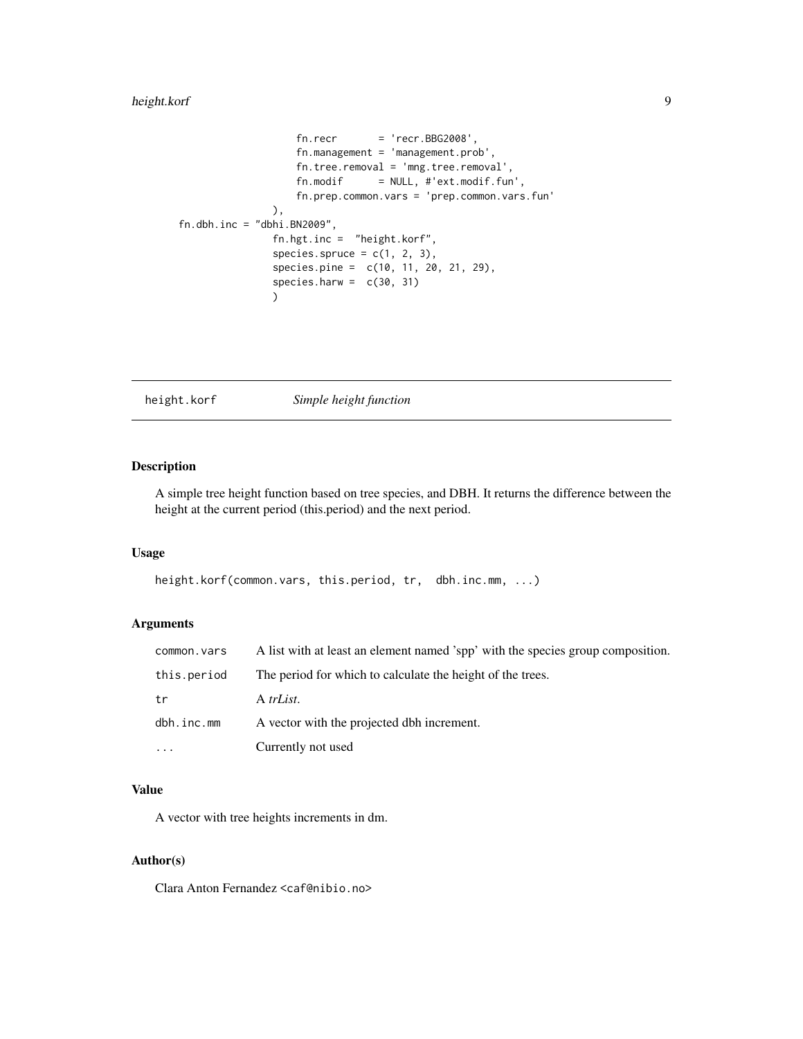```
                    fn.recr       = 'recr.BBG2008',
                    fn.management = 'management.prob',
                    fn.tree.removal = 'mng.tree.removal',
                    fn.modif      = NULL, #'ext.modif.fun',
                    fn.prep.common.vars = 'prep.common.vars.fun'
                ),
    fn.dbh.inc = "dbhi.BN2009",
                fn.hgt.inc =  "height.korf",
                species.spruce = c(1, 2, 3),
                species.pine =  c(10, 11, 20, 21, 29),
                species.harw =  c(30, 31)
                )
```

## height.korf — *Simple height function*

### Description

A simple tree height function based on tree species, and DBH. It returns the difference between the height at the current period (this.period) and the next period.

### Usage

```
height.korf(common.vars, this.period, tr,  dbh.inc.mm, ...)
```

### Arguments

| | |
|---|---|
| common.vars | A list with at least an element named 'spp' with the species group composition. |
| this.period | The period for which to calculate the height of the trees. |
| tr | A *trList*. |
| dbh.inc.mm | A vector with the projected dbh increment. |
| ... | Currently not used |

### Value

A vector with tree heights increments in dm.

### Author(s)

Clara Anton Fernandez <caf@nibio.no>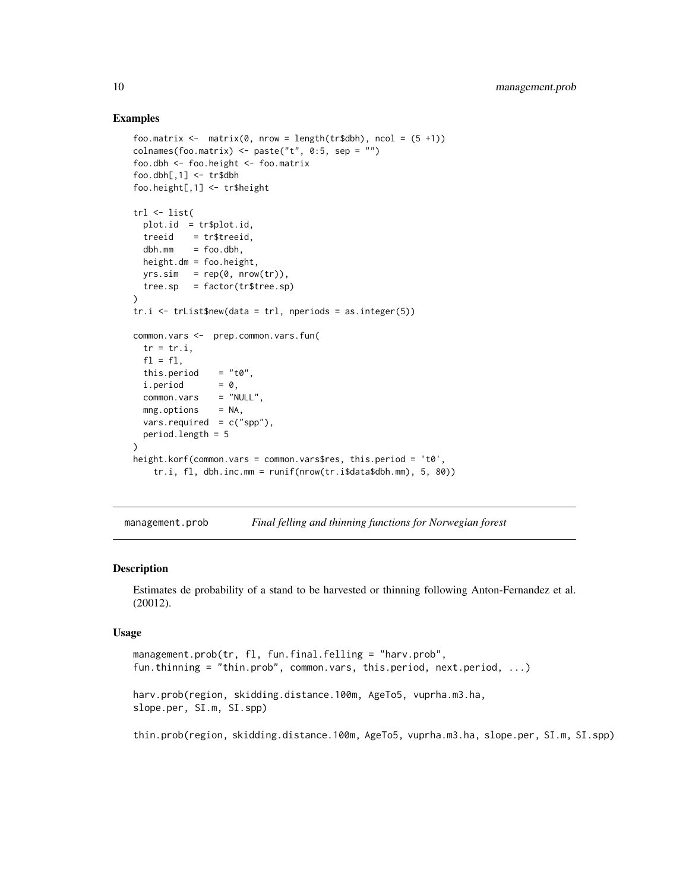## Examples

```
foo.matrix <-  matrix(0, nrow = length(tr$dbh), ncol = (5 +1))
colnames(foo.matrix) <- paste("t", 0:5, sep = "")
foo.dbh <- foo.height <- foo.matrix
foo.dbh[,1] <- tr$dbh
foo.height[,1] <- tr$height

trl <- list(
  plot.id  = tr$plot.id,
  treeid    = tr$treeid,
  dbh.mm    = foo.dbh,
  height.dm = foo.height,
  yrs.sim   = rep(0, nrow(tr)),
  tree.sp   = factor(tr$tree.sp)
)
tr.i <- trList$new(data = trl, nperiods = as.integer(5))

common.vars <-  prep.common.vars.fun(
  tr = tr.i,
  fl = fl,
  this.period    = "t0",
  i.period       = 0,
  common.vars    = "NULL",
  mng.options    = NA,
  vars.required  = c("spp"),
  period.length = 5
)
height.korf(common.vars = common.vars$res, this.period = 't0',
    tr.i, fl, dbh.inc.mm = runif(nrow(tr.i$data$dbh.mm), 5, 80))
```

---

# management.prob — *Final felling and thinning functions for Norwegian forest*

## Description

Estimates de probability of a stand to be harvested or thinning following Anton-Fernandez et al. (20012).

## Usage

```
management.prob(tr, fl, fun.final.felling = "harv.prob",
fun.thinning = "thin.prob", common.vars, this.period, next.period, ...)

harv.prob(region, skidding.distance.100m, AgeTo5, vuprha.m3.ha,
slope.per, SI.m, SI.spp)

thin.prob(region, skidding.distance.100m, AgeTo5, vuprha.m3.ha, slope.per, SI.m, SI.spp)
```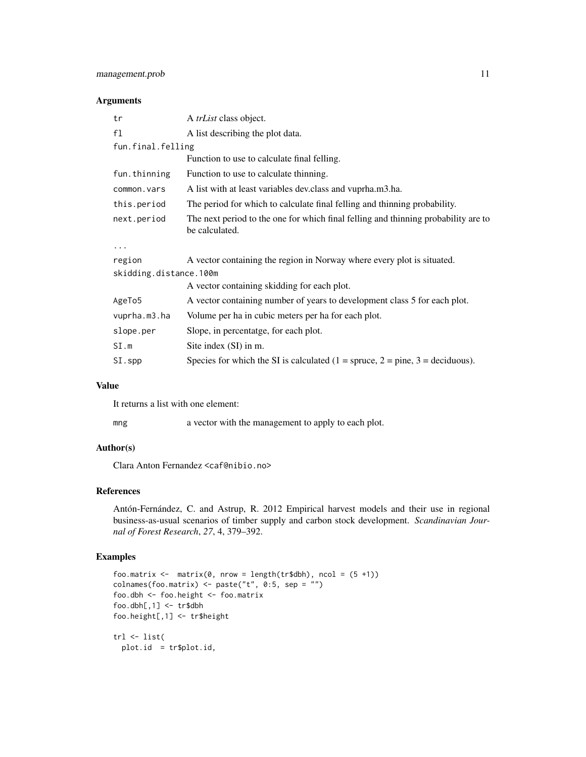## Arguments

| | |
|---|---|
| `tr` | A *trList* class object. |
| `fl` | A list describing the plot data. |
| `fun.final.felling` | Function to use to calculate final felling. |
| `fun.thinning` | Function to use to calculate thinning. |
| `common.vars` | A list with at least variables dev.class and vupha.m3.ha. |
| `this.period` | The period for which to calculate final felling and thinning probability. |
| `next.period` | The next period to the one for which final felling and thinning probability are to be calculated. |
| `...` | |
| `region` | A vector containing the region in Norway where every plot is situated. |
| `skidding.distance.100m` | A vector containing skidding for each plot. |
| `AgeTo5` | A vector containing number of years to development class 5 for each plot. |
| `vuprha.m3.ha` | Volume per ha in cubic meters per ha for each plot. |
| `slope.per` | Slope, in percentatge, for each plot. |
| `SI.m` | Site index (SI) in m. |
| `SI.spp` | Species for which the SI is calculated (1 = spruce, 2 = pine, 3 = deciduous). |

## Value

It returns a list with one element:

| | |
|---|---|
| `mng` | a vector with the management to apply to each plot. |

## Author(s)

Clara Anton Fernandez <caf@nibio.no>

## References

Antón-Fernández, C. and Astrup, R. 2012 Empirical harvest models and their use in regional business-as-usual scenarios of timber supply and carbon stock development. *Scandinavian Journal of Forest Research*, *27*, 4, 379–392.

## Examples

```
foo.matrix <-  matrix(0, nrow = length(tr$dbh), ncol = (5 +1))
colnames(foo.matrix) <- paste("t", 0:5, sep = "")
foo.dbh <- foo.height <- foo.matrix
foo.dbh[,1] <- tr$dbh
foo.height[,1] <- tr$height

trl <- list(
  plot.id  = tr$plot.id,
```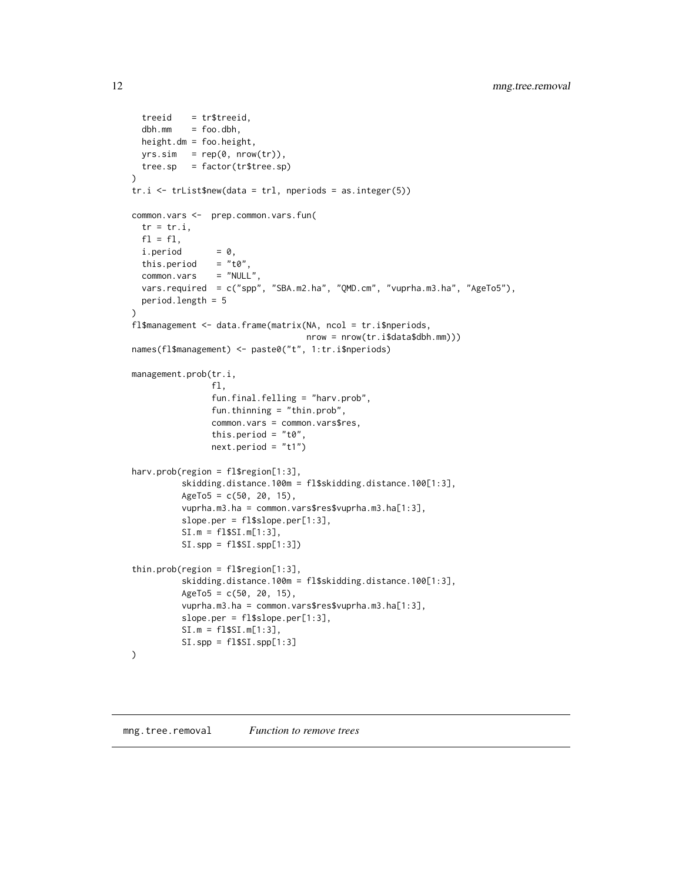```
  treeid    = tr$treeid,
  dbh.mm    = foo.dbh,
  height.dm = foo.height,
  yrs.sim   = rep(0, nrow(tr)),
  tree.sp   = factor(tr$tree.sp)
)
tr.i <- trList$new(data = trl, nperiods = as.integer(5))

common.vars <-  prep.common.vars.fun(
  tr = tr.i,
  fl = fl,
  i.period       = 0,
  this.period    = "t0",
  common.vars    = "NULL",
  vars.required  = c("spp", "SBA.m2.ha", "QMD.cm", "vuprha.m3.ha", "AgeTo5"),
  period.length = 5
)
fl$management <- data.frame(matrix(NA, ncol = tr.i$nperiods,
                                   nrow = nrow(tr.i$data$dbh.mm)))
names(fl$management) <- paste0("t", 1:tr.i$nperiods)

management.prob(tr.i,
                fl,
                fun.final.felling = "harv.prob",
                fun.thinning = "thin.prob",
                common.vars = common.vars$res,
                this.period = "t0",
                next.period = "t1")

harv.prob(region = fl$region[1:3],
          skidding.distance.100m = fl$skidding.distance.100[1:3],
          AgeTo5 = c(50, 20, 15),
          vuprha.m3.ha = common.vars$res$vuprha.m3.ha[1:3],
          slope.per = fl$slope.per[1:3],
          SI.m = fl$SI.m[1:3],
          SI.spp = fl$SI.spp[1:3])

thin.prob(region = fl$region[1:3],
          skidding.distance.100m = fl$skidding.distance.100[1:3],
          AgeTo5 = c(50, 20, 15),
          vuprha.m3.ha = common.vars$res$vuprha.m3.ha[1:3],
          slope.per = fl$slope.per[1:3],
          SI.m = fl$SI.m[1:3],
          SI.spp = fl$SI.spp[1:3]
)
```

## mng.tree.removal *Function to remove trees*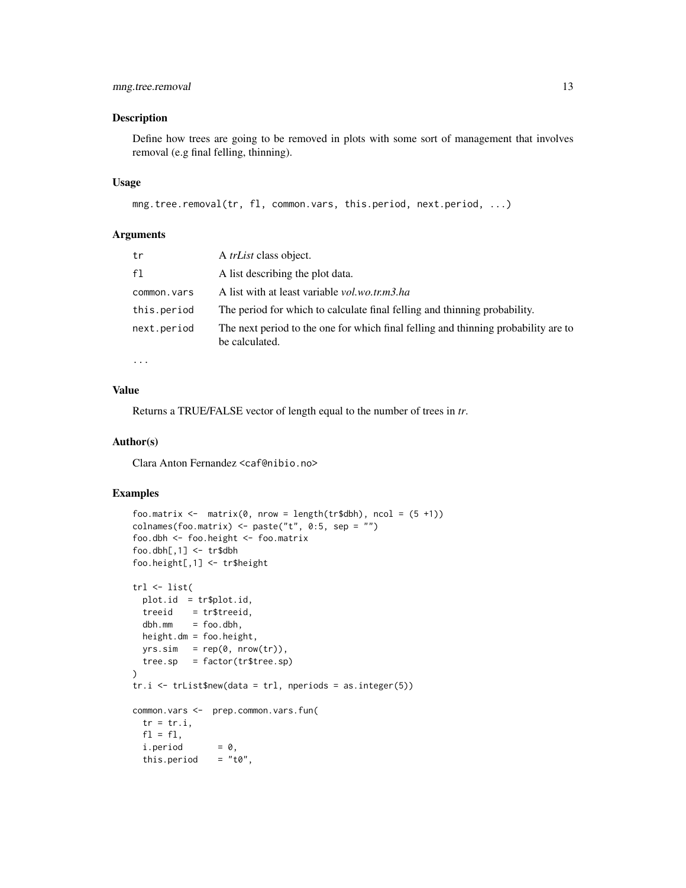## Description

Define how trees are going to be removed in plots with some sort of management that involves removal (e.g final felling, thinning).

## Usage

```
mng.tree.removal(tr, fl, common.vars, this.period, next.period, ...)
```

## Arguments

| | |
|---|---|
| tr | A *trList* class object. |
| fl | A list describing the plot data. |
| common.vars | A list with at least variable *vol.wo.tr.m3.ha* |
| this.period | The period for which to calculate final felling and thinning probability. |
| next.period | The next period to the one for which final felling and thinning probability are to be calculated. |
| ... | |

## Value

Returns a TRUE/FALSE vector of length equal to the number of trees in *tr*.

## Author(s)

Clara Anton Fernandez <caf@nibio.no>

## Examples

```
foo.matrix <-  matrix(0, nrow = length(tr$dbh), ncol = (5 +1))
colnames(foo.matrix) <- paste("t", 0:5, sep = "")
foo.dbh <- foo.height <- foo.matrix
foo.dbh[,1] <- tr$dbh
foo.height[,1] <- tr$height

trl <- list(
  plot.id  = tr$plot.id,
  treeid    = tr$treeid,
  dbh.mm    = foo.dbh,
  height.dm = foo.height,
  yrs.sim   = rep(0, nrow(tr)),
  tree.sp   = factor(tr$tree.sp)
)
tr.i <- trList$new(data = trl, nperiods = as.integer(5))

common.vars <-  prep.common.vars.fun(
  tr = tr.i,
  fl = fl,
  i.period       = 0,
  this.period    = "t0",
```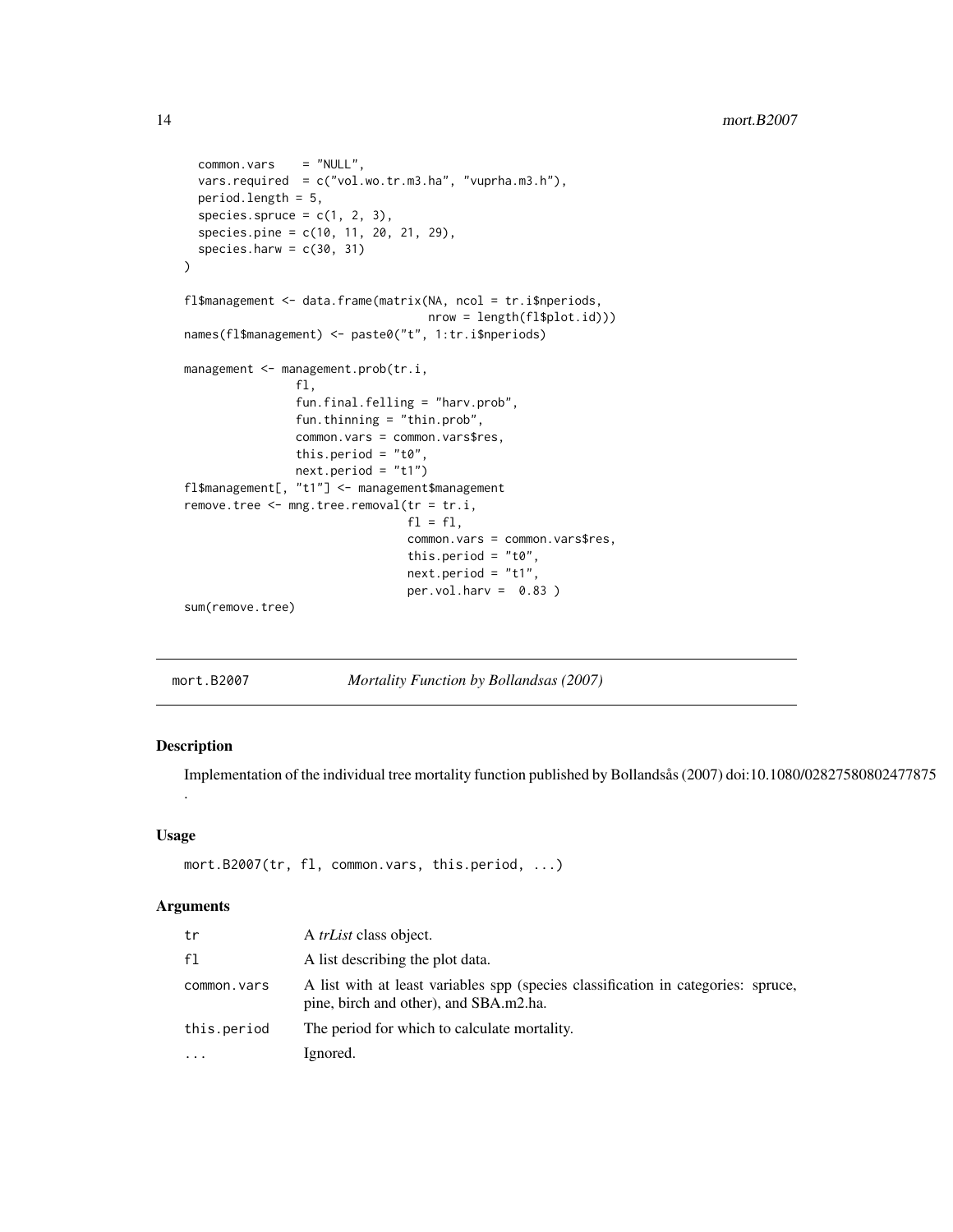```
  common.vars    = "NULL",
  vars.required  = c("vol.wo.tr.m3.ha", "vuprha.m3.h"),
  period.length = 5,
  species.spruce = c(1, 2, 3),
  species.pine = c(10, 11, 20, 21, 29),
  species.harw = c(30, 31)
)

fl$management <- data.frame(matrix(NA, ncol = tr.i$nperiods,
                                   nrow = length(fl$plot.id)))
names(fl$management) <- paste0("t", 1:tr.i$nperiods)

management <- management.prob(tr.i,
                fl,
                fun.final.felling = "harv.prob",
                fun.thinning = "thin.prob",
                common.vars = common.vars$res,
                this.period = "t0",
                next.period = "t1")
fl$management[, "t1"] <- management$management
remove.tree <- mng.tree.removal(tr = tr.i,
                                fl = fl,
                                common.vars = common.vars$res,
                                this.period = "t0",
                                next.period = "t1",
                                per.vol.harv =  0.83 )
sum(remove.tree)
```

## mort.B2007 *Mortality Function by Bollandsas (2007)*

### Description

Implementation of the individual tree mortality function published by Bollandsås (2007) doi:10.1080/02827580802477875 .

### Usage

```
mort.B2007(tr, fl, common.vars, this.period, ...)
```

### Arguments

| | |
|---|---|
| tr | A *trList* class object. |
| fl | A list describing the plot data. |
| common.vars | A list with at least variables spp (species classification in categories: spruce, pine, birch and other), and SBA.m2.ha. |
| this.period | The period for which to calculate mortality. |
| ... | Ignored. |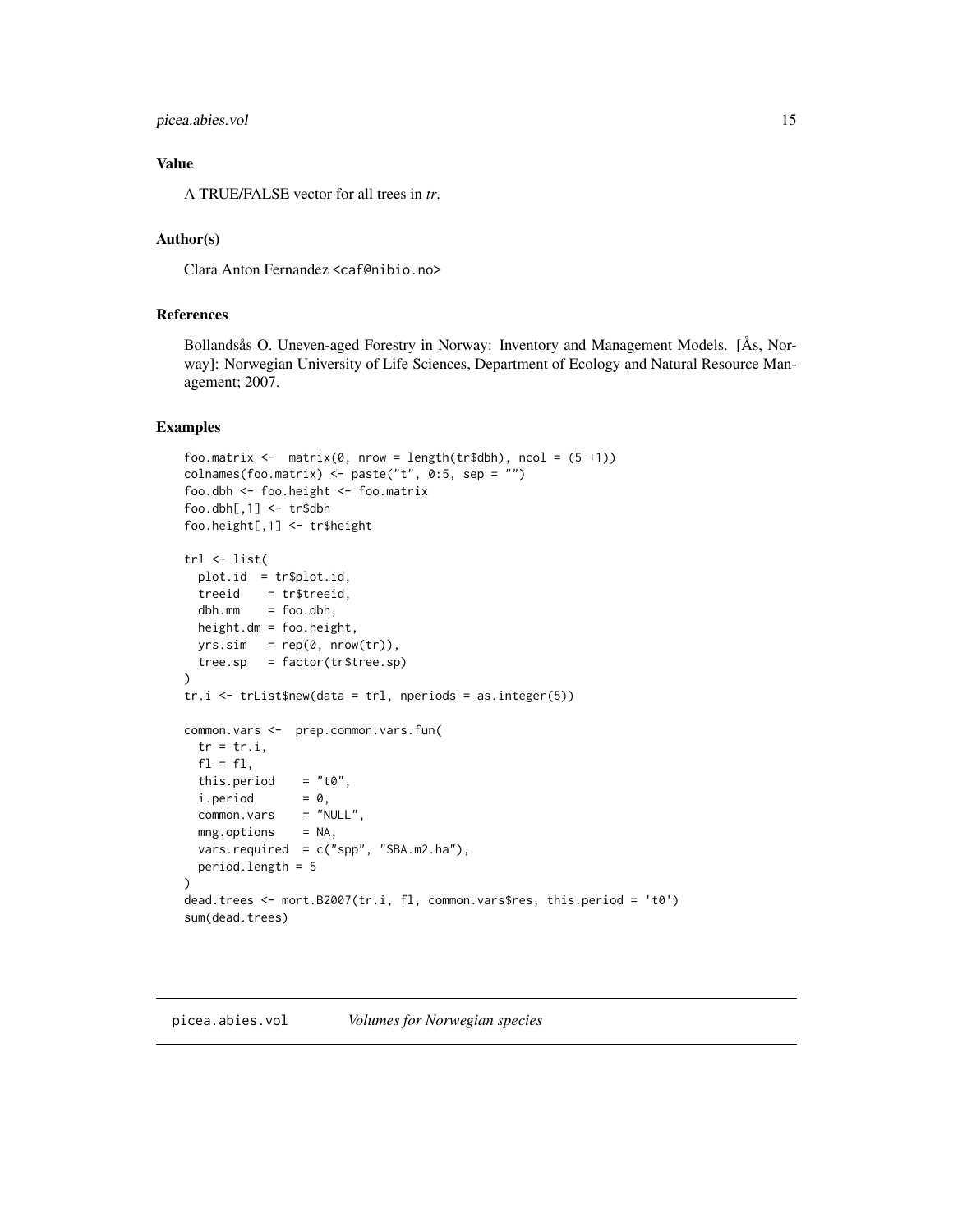## Value

A TRUE/FALSE vector for all trees in *tr*.

## Author(s)

Clara Anton Fernandez <caf@nibio.no>

## References

Bollandsås O. Uneven-aged Forestry in Norway: Inventory and Management Models. [Ås, Norway]: Norwegian University of Life Sciences, Department of Ecology and Natural Resource Management; 2007.

## Examples

```
foo.matrix <-  matrix(0, nrow = length(tr$dbh), ncol = (5 +1))
colnames(foo.matrix) <- paste("t", 0:5, sep = "")
foo.dbh <- foo.height <- foo.matrix
foo.dbh[,1] <- tr$dbh
foo.height[,1] <- tr$height

trl <- list(
  plot.id  = tr$plot.id,
  treeid    = tr$treeid,
  dbh.mm    = foo.dbh,
  height.dm = foo.height,
  yrs.sim   = rep(0, nrow(tr)),
  tree.sp   = factor(tr$tree.sp)
)
tr.i <- trList$new(data = trl, nperiods = as.integer(5))

common.vars <-  prep.common.vars.fun(
  tr = tr.i,
  fl = fl,
  this.period    = "t0",
  i.period       = 0,
  common.vars    = "NULL",
  mng.options    = NA,
  vars.required  = c("spp", "SBA.m2.ha"),
  period.length = 5
)
dead.trees <- mort.B2007(tr.i, fl, common.vars$res, this.period = 't0')
sum(dead.trees)
```

---

picea.abies.vol    *Volumes for Norwegian species*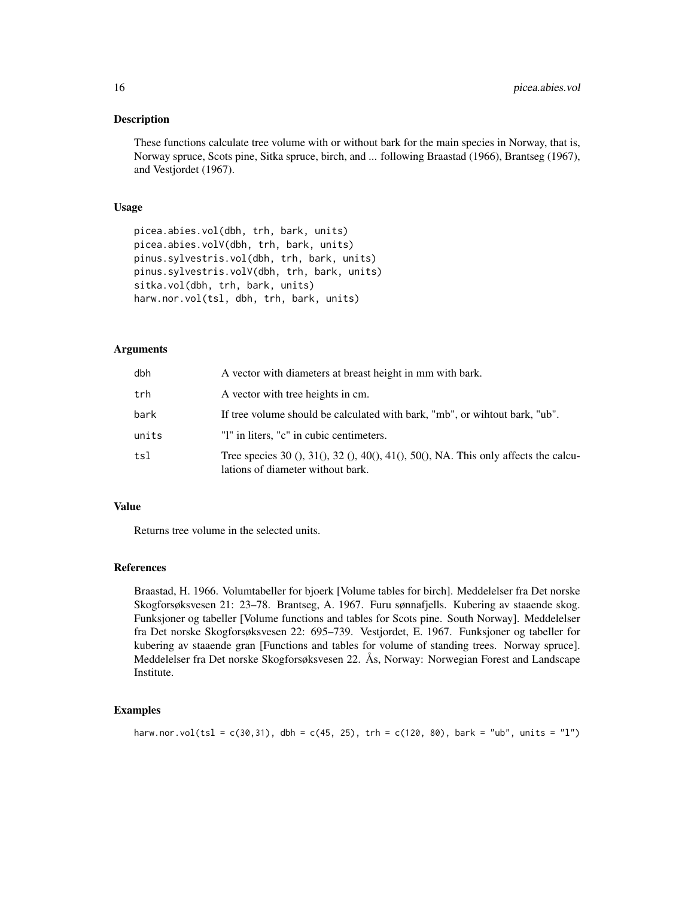## Description

These functions calculate tree volume with or without bark for the main species in Norway, that is, Norway spruce, Scots pine, Sitka spruce, birch, and ... following Braastad (1966), Brantseg (1967), and Vestjordet (1967).

## Usage

```
picea.abies.vol(dbh, trh, bark, units)
picea.abies.volV(dbh, trh, bark, units)
pinus.sylvestris.vol(dbh, trh, bark, units)
pinus.sylvestris.volV(dbh, trh, bark, units)
sitka.vol(dbh, trh, bark, units)
harw.nor.vol(tsl, dbh, trh, bark, units)
```

## Arguments

| | |
|---|---|
| dbh | A vector with diameters at breast height in mm with bark. |
| trh | A vector with tree heights in cm. |
| bark | If tree volume should be calculated with bark, "mb", or wihtout bark, "ub". |
| units | "l" in liters, "c" in cubic centimeters. |
| tsl | Tree species 30 (), 31(), 32 (), 40(), 41(), 50(), NA. This only affects the calculations of diameter without bark. |

## Value

Returns tree volume in the selected units.

## References

Braastad, H. 1966. Volumtabeller for bjoerk [Volume tables for birch]. Meddelelser fra Det norske Skogforsøksvesen 21: 23–78. Brantseg, A. 1967. Furu sønnafjells. Kubering av staaende skog. Funksjoner og tabeller [Volume functions and tables for Scots pine. South Norway]. Meddelelser fra Det norske Skogforsøksvesen 22: 695–739. Vestjordet, E. 1967. Funksjoner og tabeller for kubering av staaende gran [Functions and tables for volume of standing trees. Norway spruce]. Meddelelser fra Det norske Skogforsøksvesen 22. Ås, Norway: Norwegian Forest and Landscape Institute.

## Examples

```
harw.nor.vol(tsl = c(30,31), dbh = c(45, 25), trh = c(120, 80), bark = "ub", units = "l")
```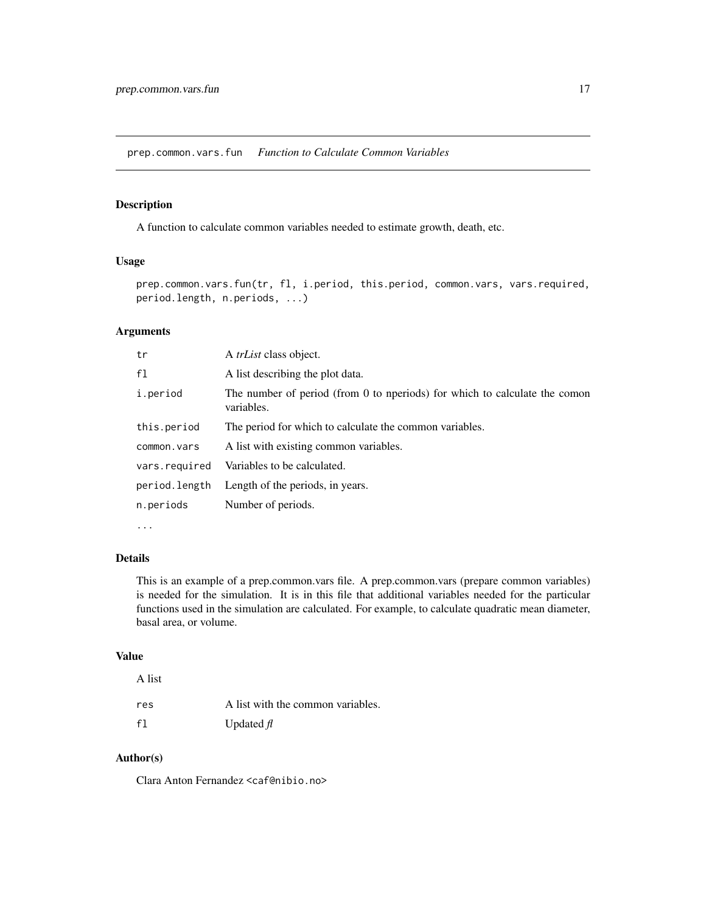## prep.common.vars.fun *Function to Calculate Common Variables*

### Description

A function to calculate common variables needed to estimate growth, death, etc.

### Usage

```
prep.common.vars.fun(tr, fl, i.period, this.period, common.vars, vars.required,
period.length, n.periods, ...)
```

### Arguments

| | |
|---|---|
| `tr` | A *trList* class object. |
| `fl` | A list describing the plot data. |
| `i.period` | The number of period (from 0 to nperiods) for which to calculate the comon variables. |
| `this.period` | The period for which to calculate the common variables. |
| `common.vars` | A list with existing common variables. |
| `vars.required` | Variables to be calculated. |
| `period.length` | Length of the periods, in years. |
| `n.periods` | Number of periods. |
| `...` | |

### Details

This is an example of a prep.common.vars file. A prep.common.vars (prepare common variables) is needed for the simulation. It is in this file that additional variables needed for the particular functions used in the simulation are calculated. For example, to calculate quadratic mean diameter, basal area, or volume.

### Value

A list

| | |
|---|---|
| `res` | A list with the common variables. |
| `fl` | Updated *fl* |

### Author(s)

Clara Anton Fernandez <caf@nibio.no>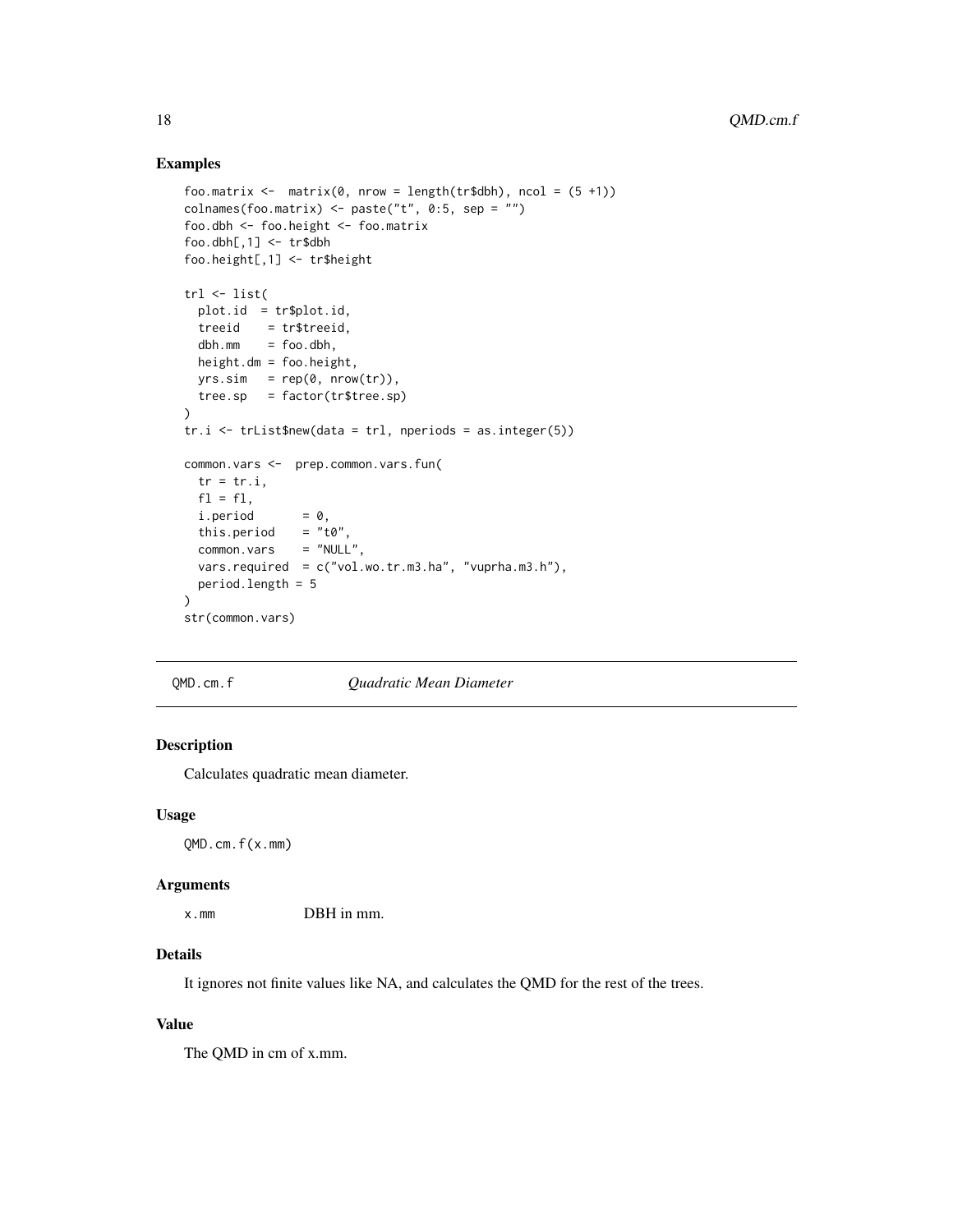## Examples

```
foo.matrix <-  matrix(0, nrow = length(tr$dbh), ncol = (5 +1))
colnames(foo.matrix) <- paste("t", 0:5, sep = "")
foo.dbh <- foo.height <- foo.matrix
foo.dbh[,1] <- tr$dbh
foo.height[,1] <- tr$height

trl <- list(
  plot.id  = tr$plot.id,
  treeid    = tr$treeid,
  dbh.mm    = foo.dbh,
  height.dm = foo.height,
  yrs.sim   = rep(0, nrow(tr)),
  tree.sp   = factor(tr$tree.sp)
)
tr.i <- trList$new(data = trl, nperiods = as.integer(5))

common.vars <-  prep.common.vars.fun(
  tr = tr.i,
  fl = fl,
  i.period       = 0,
  this.period    = "t0",
  common.vars    = "NULL",
  vars.required  = c("vol.wo.tr.m3.ha", "vuprha.m3.h"),
  period.length = 5
)
str(common.vars)
```

---

# QMD.cm.f — *Quadratic Mean Diameter*

## Description

Calculates quadratic mean diameter.

## Usage

```
QMD.cm.f(x.mm)
```

## Arguments

`x.mm` — DBH in mm.

## Details

It ignores not finite values like NA, and calculates the QMD for the rest of the trees.

## Value

The QMD in cm of x.mm.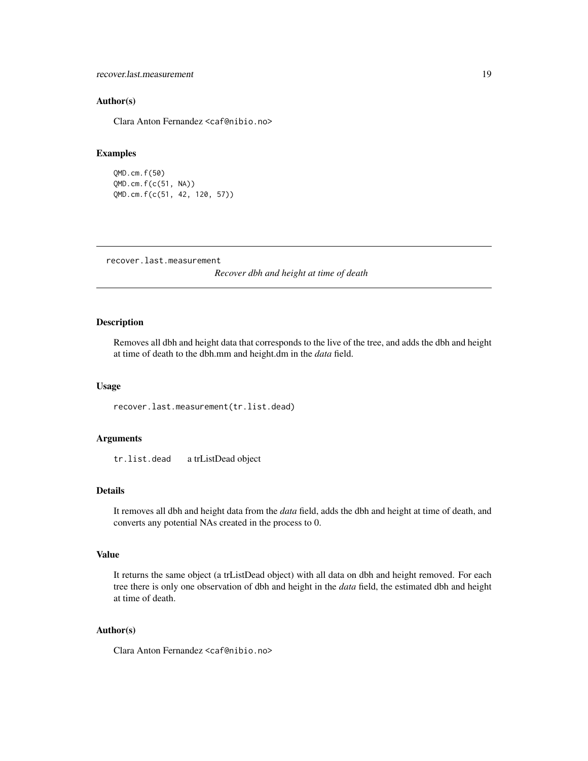### Author(s)

Clara Anton Fernandez <caf@nibio.no>

### Examples

```
QMD.cm.f(50)
QMD.cm.f(c(51, NA))
QMD.cm.f(c(51, 42, 120, 57))
```

---

## recover.last.measurement

*Recover dbh and height at time of death*

---

### Description

Removes all dbh and height data that corresponds to the live of the tree, and adds the dbh and height at time of death to the dbh.mm and height.dm in the *data* field.

### Usage

```
recover.last.measurement(tr.list.dead)
```

### Arguments

| | |
|---|---|
| `tr.list.dead` | a trListDead object |

### Details

It removes all dbh and height data from the *data* field, adds the dbh and height at time of death, and converts any potential NAs created in the process to 0.

### Value

It returns the same object (a trListDead object) with all data on dbh and height removed. For each tree there is only one observation of dbh and height in the *data* field, the estimated dbh and height at time of death.

### Author(s)

Clara Anton Fernandez <caf@nibio.no>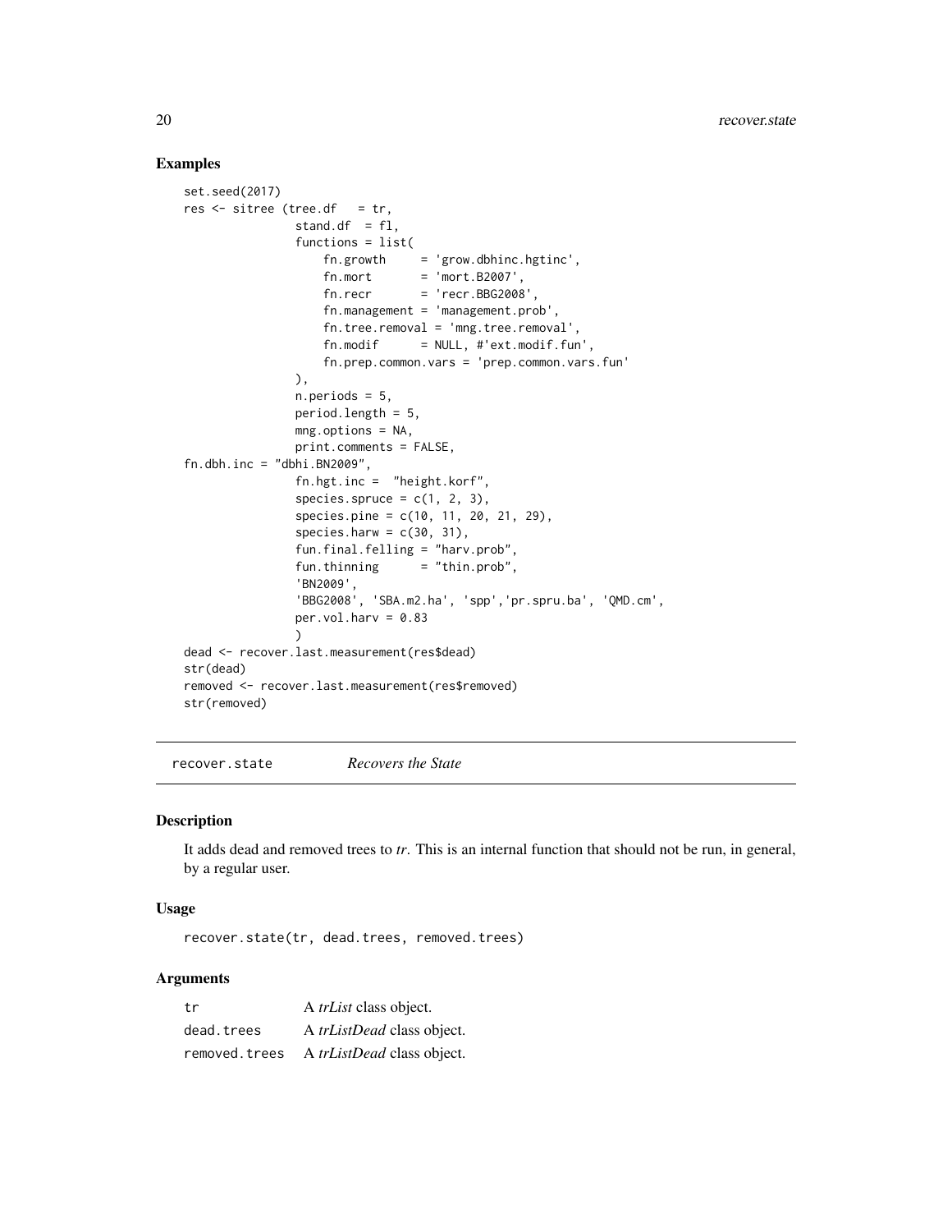## Examples

```
set.seed(2017)
res <- sitree (tree.df   = tr,
                stand.df  = fl,
                functions = list(
                    fn.growth     = 'grow.dbhinc.hgtinc',
                    fn.mort       = 'mort.B2007',
                    fn.recr       = 'recr.BBG2008',
                    fn.management = 'management.prob',
                    fn.tree.removal = 'mng.tree.removal',
                    fn.modif      = NULL, #'ext.modif.fun',
                    fn.prep.common.vars = 'prep.common.vars.fun'
                ),
                n.periods = 5,
                period.length = 5,
                mng.options = NA,
                print.comments = FALSE,
fn.dbh.inc = "dbhi.BN2009",
                fn.hgt.inc =  "height.korf",
                species.spruce = c(1, 2, 3),
                species.pine = c(10, 11, 20, 21, 29),
                species.harw = c(30, 31),
                fun.final.felling = "harv.prob",
                fun.thinning      = "thin.prob",
                'BN2009',
                'BBG2008', 'SBA.m2.ha', 'spp','pr.spru.ba', 'QMD.cm',
                per.vol.harv = 0.83
                )
dead <- recover.last.measurement(res$dead)
str(dead)
removed <- recover.last.measurement(res$removed)
str(removed)
```

---

# recover.state — *Recovers the State*

## Description

It adds dead and removed trees to *tr*. This is an internal function that should not be run, in general, by a regular user.

## Usage

```
recover.state(tr, dead.trees, removed.trees)
```

## Arguments

| | |
|---|---|
| tr | A *trList* class object. |
| dead.trees | A *trListDead* class object. |
| removed.trees | A *trListDead* class object. |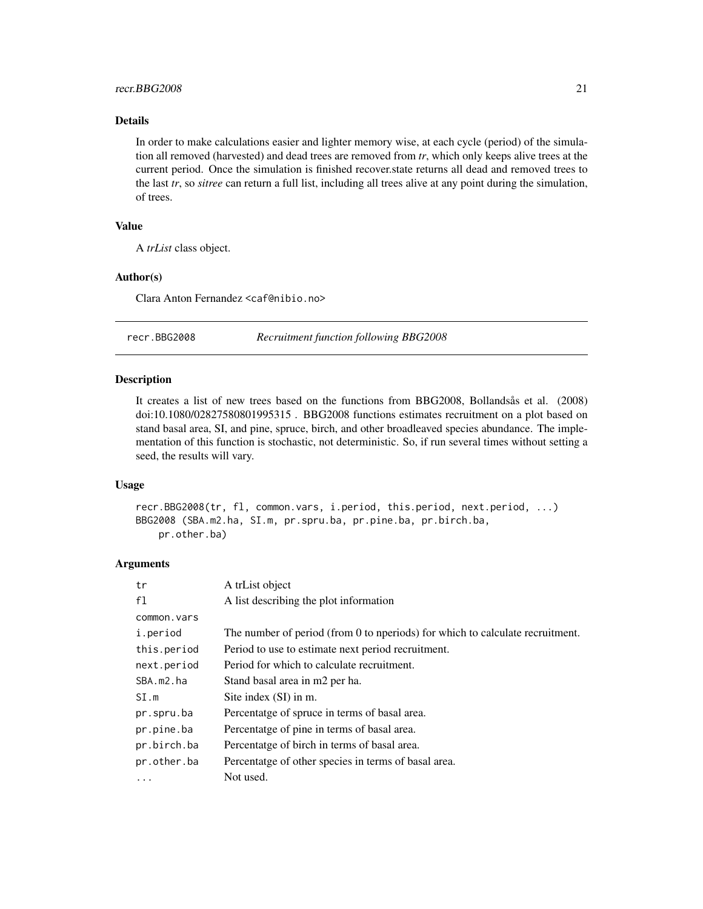### Details

In order to make calculations easier and lighter memory wise, at each cycle (period) of the simulation all removed (harvested) and dead trees are removed from *tr*, which only keeps alive trees at the current period. Once the simulation is finished recover.state returns all dead and removed trees to the last *tr*, so *sitree* can return a full list, including all trees alive at any point during the simulation, of trees.

### Value

A *trList* class object.

### Author(s)

Clara Anton Fernandez <caf@nibio.no>

---

## recr.BBG2008 *Recruitment function following BBG2008*

### Description

It creates a list of new trees based on the functions from BBG2008, Bollandsås et al. (2008) doi:10.1080/02827580801995315 . BBG2008 functions estimates recruitment on a plot based on stand basal area, SI, and pine, spruce, birch, and other broadleaved species abundance. The implementation of this function is stochastic, not deterministic. So, if run several times without setting a seed, the results will vary.

### Usage

```
recr.BBG2008(tr, fl, common.vars, i.period, this.period, next.period, ...)
BBG2008 (SBA.m2.ha, SI.m, pr.spru.ba, pr.pine.ba, pr.birch.ba,
    pr.other.ba)
```

### Arguments

| | |
|---|---|
| tr | A trList object |
| fl | A list describing the plot information |
| common.vars | |
| i.period | The number of period (from 0 to nperiods) for which to calculate recruitment. |
| this.period | Period to use to estimate next period recruitment. |
| next.period | Period for which to calculate recruitment. |
| SBA.m2.ha | Stand basal area in m2 per ha. |
| SI.m | Site index (SI) in m. |
| pr.spru.ba | Percentatge of spruce in terms of basal area. |
| pr.pine.ba | Percentatge of pine in terms of basal area. |
| pr.birch.ba | Percentatge of birch in terms of basal area. |
| pr.other.ba | Percentatge of other species in terms of basal area. |
| ... | Not used. |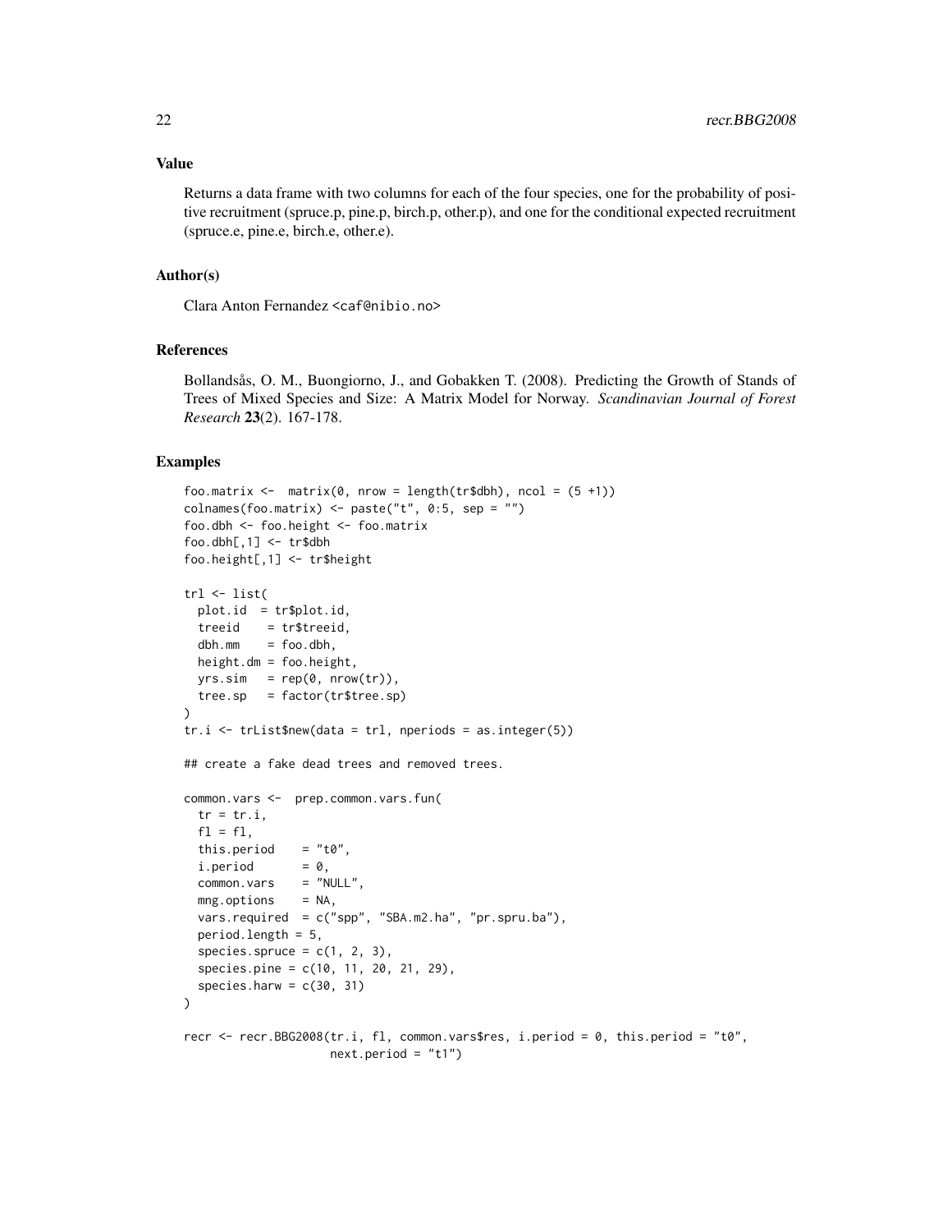## Value

Returns a data frame with two columns for each of the four species, one for the probability of positive recruitment (spruce.p, pine.p, birch.p, other.p), and one for the conditional expected recruitment (spruce.e, pine.e, birch.e, other.e).

## Author(s)

Clara Anton Fernandez <caf@nibio.no>

## References

Bollandsås, O. M., Buongiorno, J., and Gobakken T. (2008). Predicting the Growth of Stands of Trees of Mixed Species and Size: A Matrix Model for Norway. *Scandinavian Journal of Forest Research* **23**(2). 167-178.

## Examples

```
foo.matrix <-  matrix(0, nrow = length(tr$dbh), ncol = (5 +1))
colnames(foo.matrix) <- paste("t", 0:5, sep = "")
foo.dbh <- foo.height <- foo.matrix
foo.dbh[,1] <- tr$dbh
foo.height[,1] <- tr$height

trl <- list(
  plot.id  = tr$plot.id,
  treeid    = tr$treeid,
  dbh.mm    = foo.dbh,
  height.dm = foo.height,
  yrs.sim   = rep(0, nrow(tr)),
  tree.sp   = factor(tr$tree.sp)
)
tr.i <- trList$new(data = trl, nperiods = as.integer(5))

## create a fake dead trees and removed trees.

common.vars <-  prep.common.vars.fun(
  tr = tr.i,
  fl = fl,
  this.period    = "t0",
  i.period       = 0,
  common.vars    = "NULL",
  mng.options    = NA,
  vars.required  = c("spp", "SBA.m2.ha", "pr.spru.ba"),
  period.length = 5,
  species.spruce = c(1, 2, 3),
  species.pine = c(10, 11, 20, 21, 29),
  species.harw = c(30, 31)
)

recr <- recr.BBG2008(tr.i, fl, common.vars$res, i.period = 0, this.period = "t0",
                     next.period = "t1")
```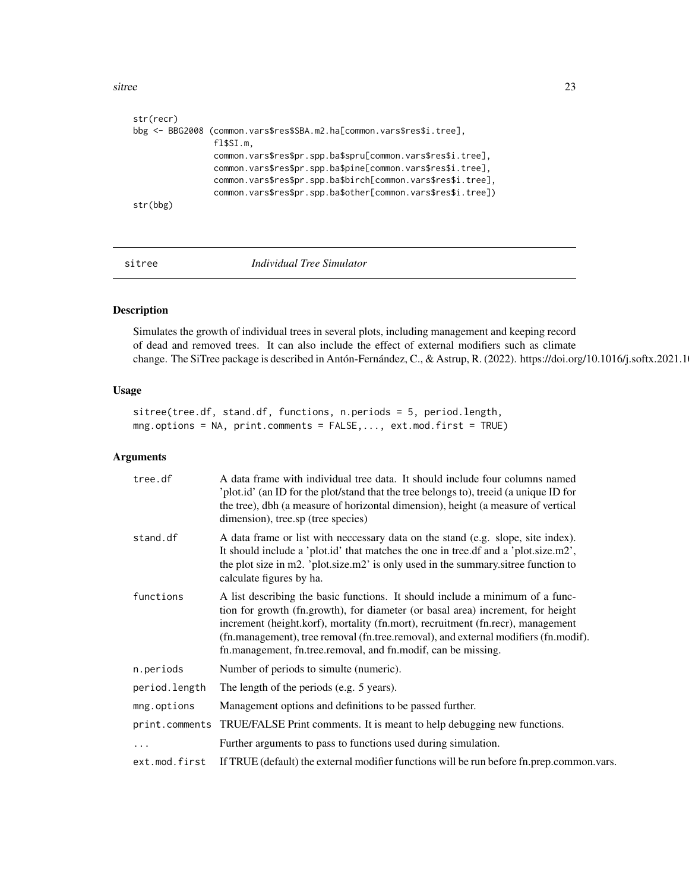```
str(recr)
bbg <- BBG2008 (common.vars$res$SBA.m2.ha[common.vars$res$i.tree],
                fl$SI.m,
                common.vars$res$pr.spp.ba$spru[common.vars$res$i.tree],
                common.vars$res$pr.spp.ba$pine[common.vars$res$i.tree],
                common.vars$res$pr.spp.ba$birch[common.vars$res$i.tree],
                common.vars$res$pr.spp.ba$other[common.vars$res$i.tree])
str(bbg)
```

## sitree — *Individual Tree Simulator*

### Description

Simulates the growth of individual trees in several plots, including management and keeping record of dead and removed trees. It can also include the effect of external modifiers such as climate change. The SiTree package is described in Antón-Fernández, C., & Astrup, R. (2022). https://doi.org/10.1016/j.softx.2021.1

### Usage

```
sitree(tree.df, stand.df, functions, n.periods = 5, period.length,
mng.options = NA, print.comments = FALSE,..., ext.mod.first = TRUE)
```

### Arguments

| | |
|---|---|
| tree.df | A data frame with individual tree data. It should include four columns named 'plot.id' (an ID for the plot/stand that the tree belongs to), treeid (a unique ID for the tree), dbh (a measure of horizontal dimension), height (a measure of vertical dimension), tree.sp (tree species) |
| stand.df | A data frame or list with neccessary data on the stand (e.g. slope, site index). It should include a 'plot.id' that matches the one in tree.df and a 'plot.size.m2', the plot size in m2. 'plot.size.m2' is only used in the summary.sitree function to calculate figures by ha. |
| functions | A list describing the basic functions. It should include a minimum of a function for growth (fn.growth), for diameter (or basal area) increment, for height increment (height.korf), mortality (fn.mort), recruitment (fn.recr), management (fn.management), tree removal (fn.tree.removal), and external modifiers (fn.modif). fn.management, fn.tree.removal, and fn.modif, can be missing. |
| n.periods | Number of periods to simulte (numeric). |
| period.length | The length of the periods (e.g. 5 years). |
| mng.options | Management options and definitions to be passed further. |
| print.comments | TRUE/FALSE Print comments. It is meant to help debugging new functions. |
| ... | Further arguments to pass to functions used during simulation. |
| ext.mod.first | If TRUE (default) the external modifier functions will be run before fn.prep.common.vars. |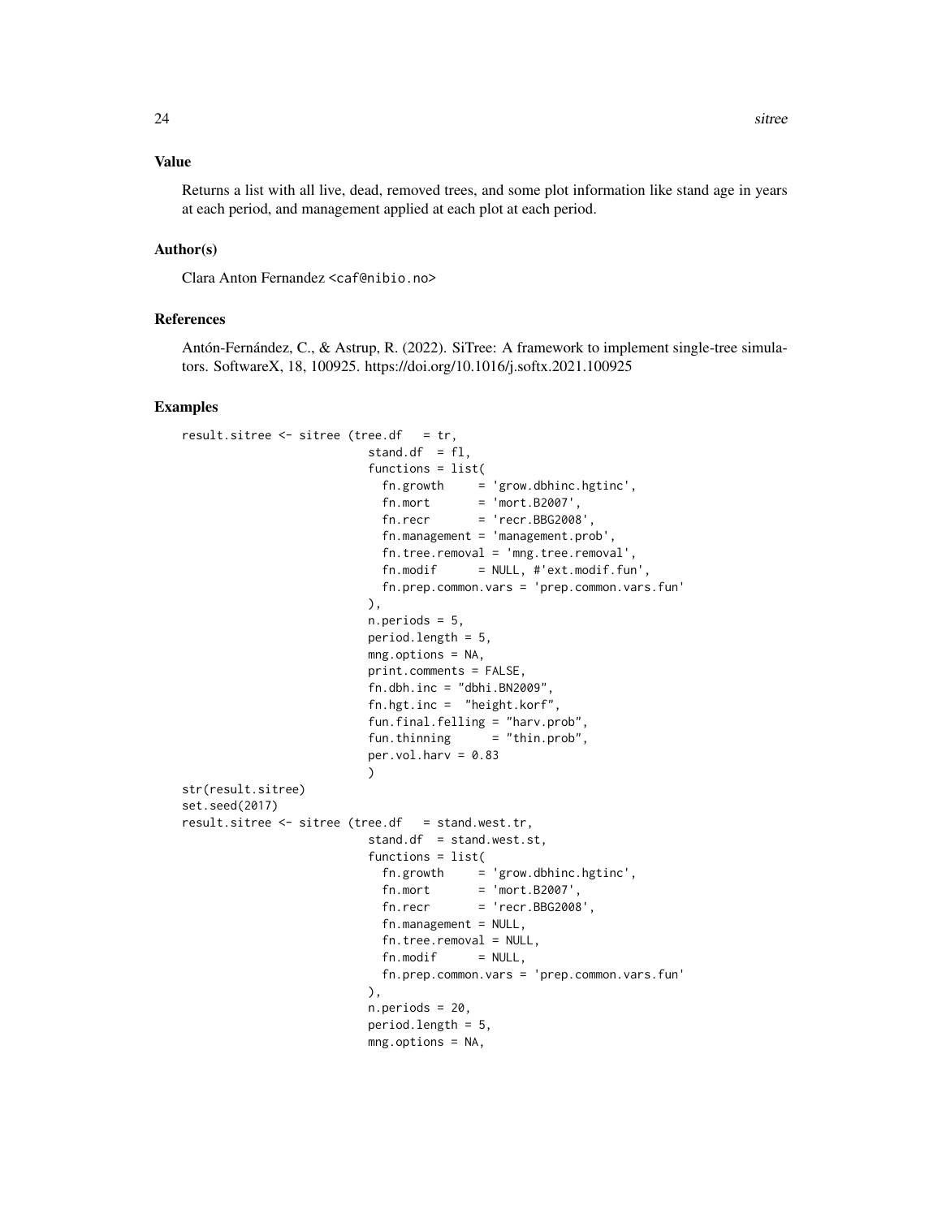## Value

Returns a list with all live, dead, removed trees, and some plot information like stand age in years at each period, and management applied at each plot at each period.

## Author(s)

Clara Anton Fernandez <caf@nibio.no>

## References

Antón-Fernández, C., & Astrup, R. (2022). SiTree: A framework to implement single-tree simulators. SoftwareX, 18, 100925. https://doi.org/10.1016/j.softx.2021.100925

## Examples

```
result.sitree <- sitree (tree.df   = tr,
                         stand.df  = fl,
                         functions = list(
                           fn.growth     = 'grow.dbhinc.hgtinc',
                           fn.mort       = 'mort.B2007',
                           fn.recr       = 'recr.BBG2008',
                           fn.management = 'management.prob',
                           fn.tree.removal = 'mng.tree.removal',
                           fn.modif      = NULL, #'ext.modif.fun',
                           fn.prep.common.vars = 'prep.common.vars.fun'
                         ),
                         n.periods = 5,
                         period.length = 5,
                         mng.options = NA,
                         print.comments = FALSE,
                         fn.dbh.inc = "dbhi.BN2009",
                         fn.hgt.inc =  "height.korf",
                         fun.final.felling = "harv.prob",
                         fun.thinning      = "thin.prob",
                         per.vol.harv = 0.83
                         )
str(result.sitree)
set.seed(2017)
result.sitree <- sitree (tree.df   = stand.west.tr,
                         stand.df  = stand.west.st,
                         functions = list(
                           fn.growth     = 'grow.dbhinc.hgtinc',
                           fn.mort       = 'mort.B2007',
                           fn.recr       = 'recr.BBG2008',
                           fn.management = NULL,
                           fn.tree.removal = NULL,
                           fn.modif      = NULL,
                           fn.prep.common.vars = 'prep.common.vars.fun'
                         ),
                         n.periods = 20,
                         period.length = 5,
                         mng.options = NA,
```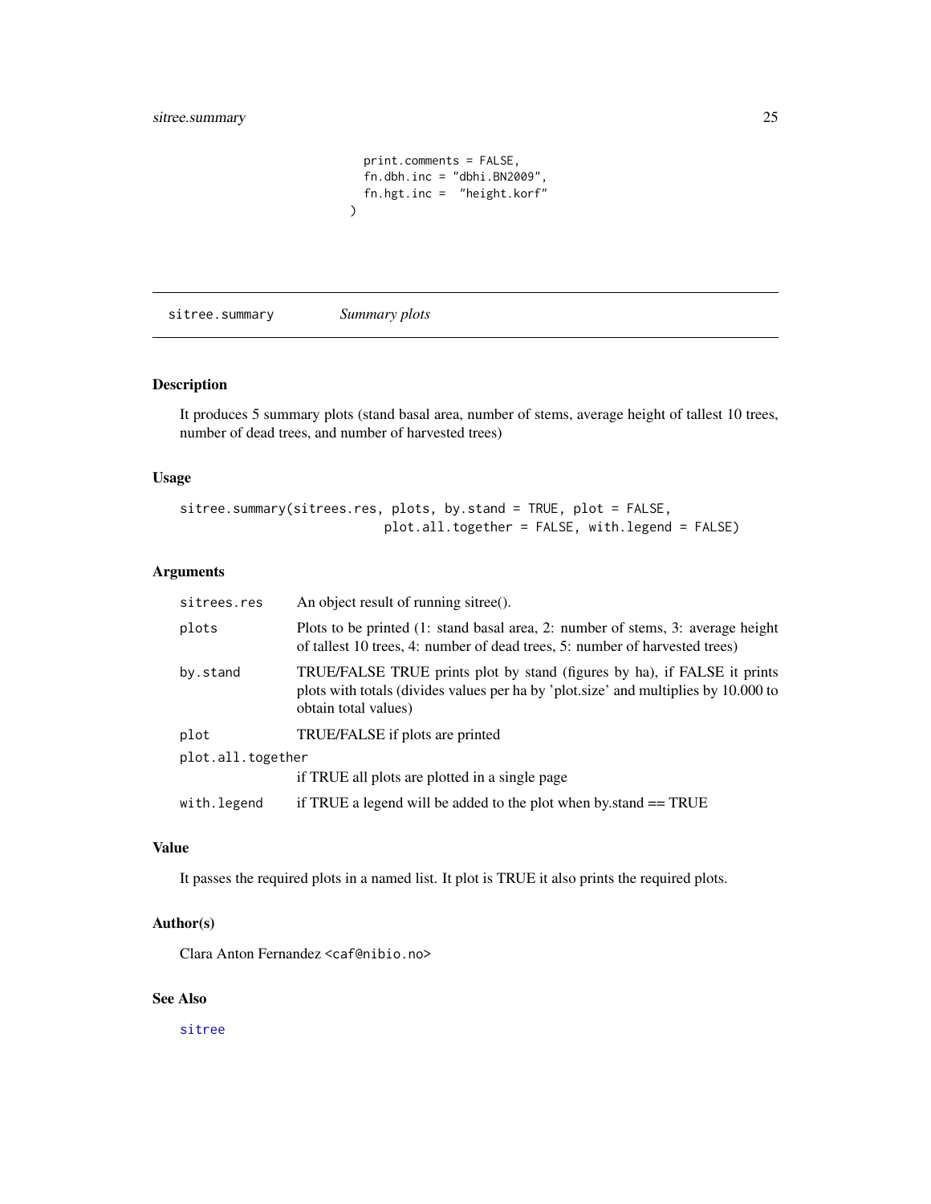```
                    print.comments = FALSE,
                    fn.dbh.inc = "dbhi.BN2009",
                    fn.hgt.inc =  "height.korf"
                  )
```

## sitree.summary    *Summary plots*

### Description

It produces 5 summary plots (stand basal area, number of stems, average height of tallest 10 trees, number of dead trees, and number of harvested trees)

### Usage

```
sitree.summary(sitrees.res, plots, by.stand = TRUE, plot = FALSE,
                          plot.all.together = FALSE, with.legend = FALSE)
```

### Arguments

| | |
|---|---|
| `sitrees.res` | An object result of running sitree(). |
| `plots` | Plots to be printed (1: stand basal area, 2: number of stems, 3: average height of tallest 10 trees, 4: number of dead trees, 5: number of harvested trees) |
| `by.stand` | TRUE/FALSE TRUE prints plot by stand (figures by ha), if FALSE it prints plots with totals (divides values per ha by 'plot.size' and multiplies by 10.000 to obtain total values) |
| `plot` | TRUE/FALSE if plots are printed |
| `plot.all.together` | if TRUE all plots are plotted in a single page |
| `with.legend` | if TRUE a legend will be added to the plot when by.stand == TRUE |

### Value

It passes the required plots in a named list. It plot is TRUE it also prints the required plots.

### Author(s)

Clara Anton Fernandez <caf@nibio.no>

### See Also

sitree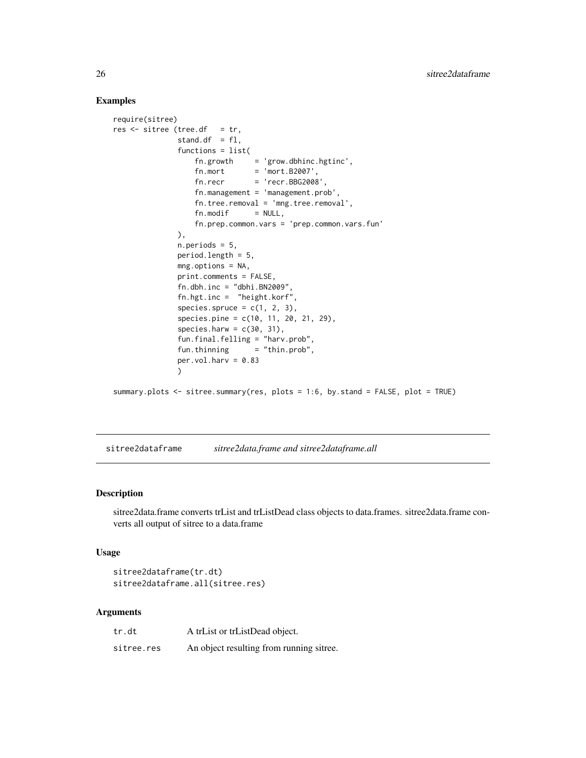## Examples

```
require(sitree)
res <- sitree (tree.df   = tr,
               stand.df  = fl,
               functions = list(
                   fn.growth     = 'grow.dbhinc.hgtinc',
                   fn.mort       = 'mort.B2007',
                   fn.recr       = 'recr.BBG2008',
                   fn.management = 'management.prob',
                   fn.tree.removal = 'mng.tree.removal',
                   fn.modif      = NULL,
                   fn.prep.common.vars = 'prep.common.vars.fun'
               ),
               n.periods = 5,
               period.length = 5,
               mng.options = NA,
               print.comments = FALSE,
               fn.dbh.inc = "dbhi.BN2009",
               fn.hgt.inc =  "height.korf",
               species.spruce = c(1, 2, 3),
               species.pine = c(10, 11, 20, 21, 29),
               species.harw = c(30, 31),
               fun.final.felling = "harv.prob",
               fun.thinning      = "thin.prob",
               per.vol.harv = 0.83
               )

summary.plots <- sitree.summary(res, plots = 1:6, by.stand = FALSE, plot = TRUE)
```

---

# sitree2dataframe — *sitree2data.frame and sitree2dataframe.all*

## Description

sitree2data.frame converts trList and trListDead class objects to data.frames. sitree2data.frame converts all output of sitree to a data.frame

## Usage

```
sitree2dataframe(tr.dt)
sitree2dataframe.all(sitree.res)
```

## Arguments

| | |
|---|---|
| tr.dt | A trList or trListDead object. |
| sitree.res | An object resulting from running sitree. |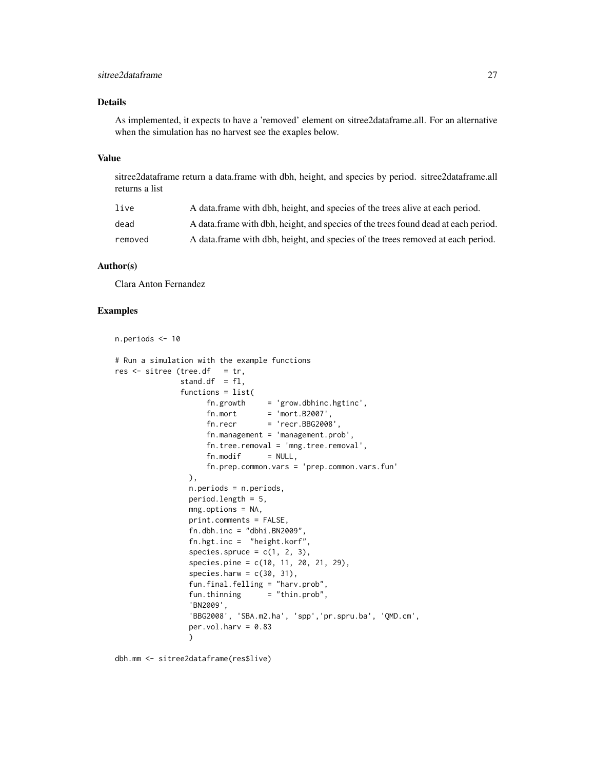## Details

As implemented, it expects to have a 'removed' element on sitree2dataframe.all. For an alternative when the simulation has no harvest see the exaples below.

## Value

sitree2dataframe return a data.frame with dbh, height, and species by period. sitree2dataframe.all returns a list

| | |
|---|---|
| live | A data.frame with dbh, height, and species of the trees alive at each period. |
| dead | A data.frame with dbh, height, and species of the trees found dead at each period. |
| removed | A data.frame with dbh, height, and species of the trees removed at each period. |

## Author(s)

Clara Anton Fernandez

## Examples

```
n.periods <- 10

# Run a simulation with the example functions
res <- sitree (tree.df   = tr,
               stand.df  = fl,
               functions = list(
                    fn.growth     = 'grow.dbhinc.hgtinc',
                    fn.mort       = 'mort.B2007',
                    fn.recr       = 'recr.BBG2008',
                    fn.management = 'management.prob',
                    fn.tree.removal = 'mng.tree.removal',
                    fn.modif      = NULL,
                    fn.prep.common.vars = 'prep.common.vars.fun'
                 ),
                 n.periods = n.periods,
                 period.length = 5,
                 mng.options = NA,
                 print.comments = FALSE,
                 fn.dbh.inc = "dbhi.BN2009",
                 fn.hgt.inc =  "height.korf",
                 species.spruce = c(1, 2, 3),
                 species.pine = c(10, 11, 20, 21, 29),
                 species.harw = c(30, 31),
                 fun.final.felling = "harv.prob",
                 fun.thinning      = "thin.prob",
                 'BN2009',
                 'BBG2008', 'SBA.m2.ha', 'spp','pr.spru.ba', 'QMD.cm',
                 per.vol.harv = 0.83
                 )

dbh.mm <- sitree2dataframe(res$live)
```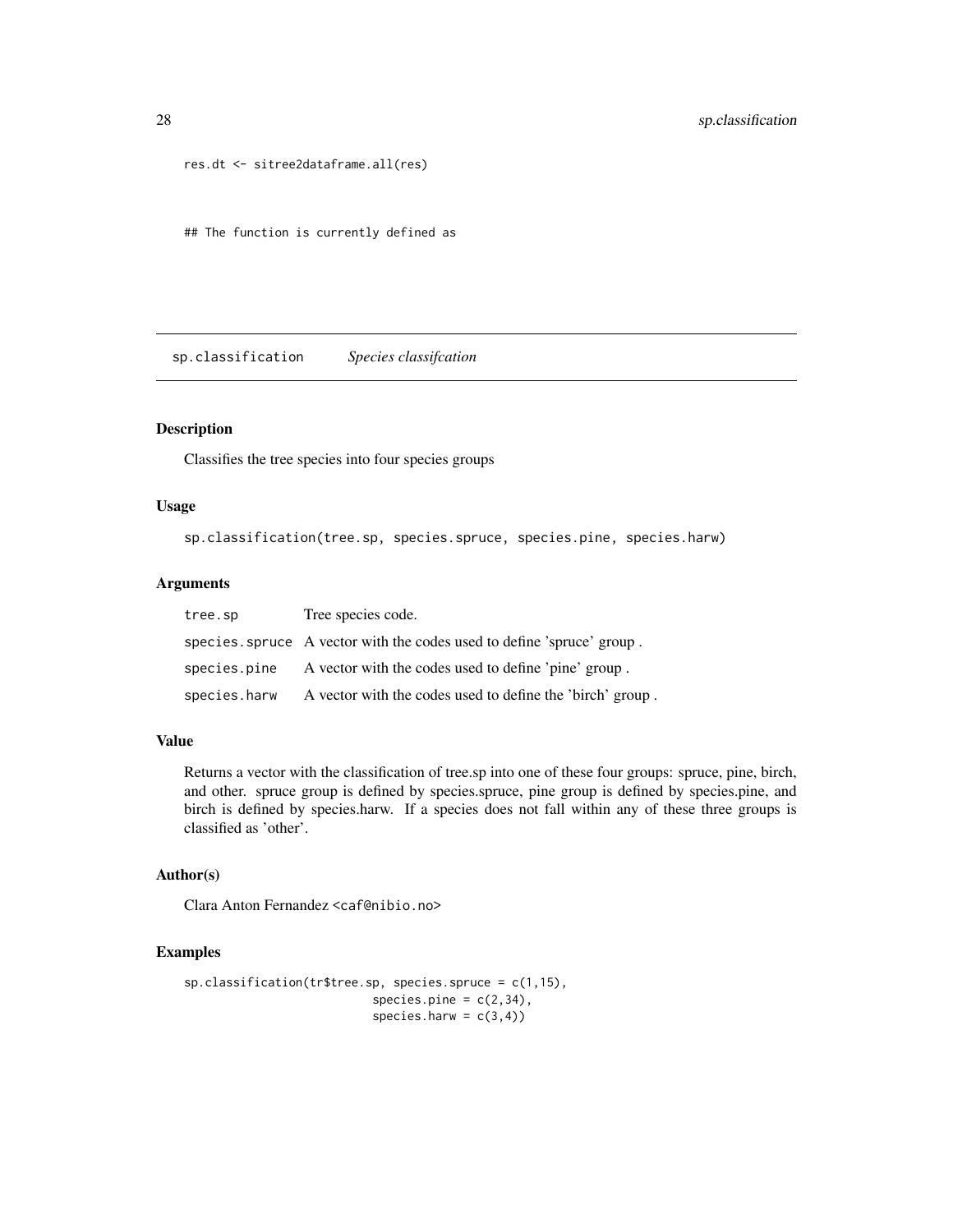```
res.dt <- sitree2dataframe.all(res)


## The function is currently defined as
```

## sp.classification *Species classifcation*

### Description

Classifies the tree species into four species groups

### Usage

```
sp.classification(tree.sp, species.spruce, species.pine, species.harw)
```

### Arguments

| | |
|---|---|
| tree.sp | Tree species code. |
| species.spruce | A vector with the codes used to define 'spruce' group . |
| species.pine | A vector with the codes used to define 'pine' group . |
| species.harw | A vector with the codes used to define the 'birch' group . |

### Value

Returns a vector with the classification of tree.sp into one of these four groups: spruce, pine, birch, and other. spruce group is defined by species.spruce, pine group is defined by species.pine, and birch is defined by species.harw. If a species does not fall within any of these three groups is classified as 'other'.

### Author(s)

Clara Anton Fernandez <caf@nibio.no>

### Examples

```
sp.classification(tr$tree.sp, species.spruce = c(1,15),
                          species.pine = c(2,34),
                          species.harw = c(3,4))
```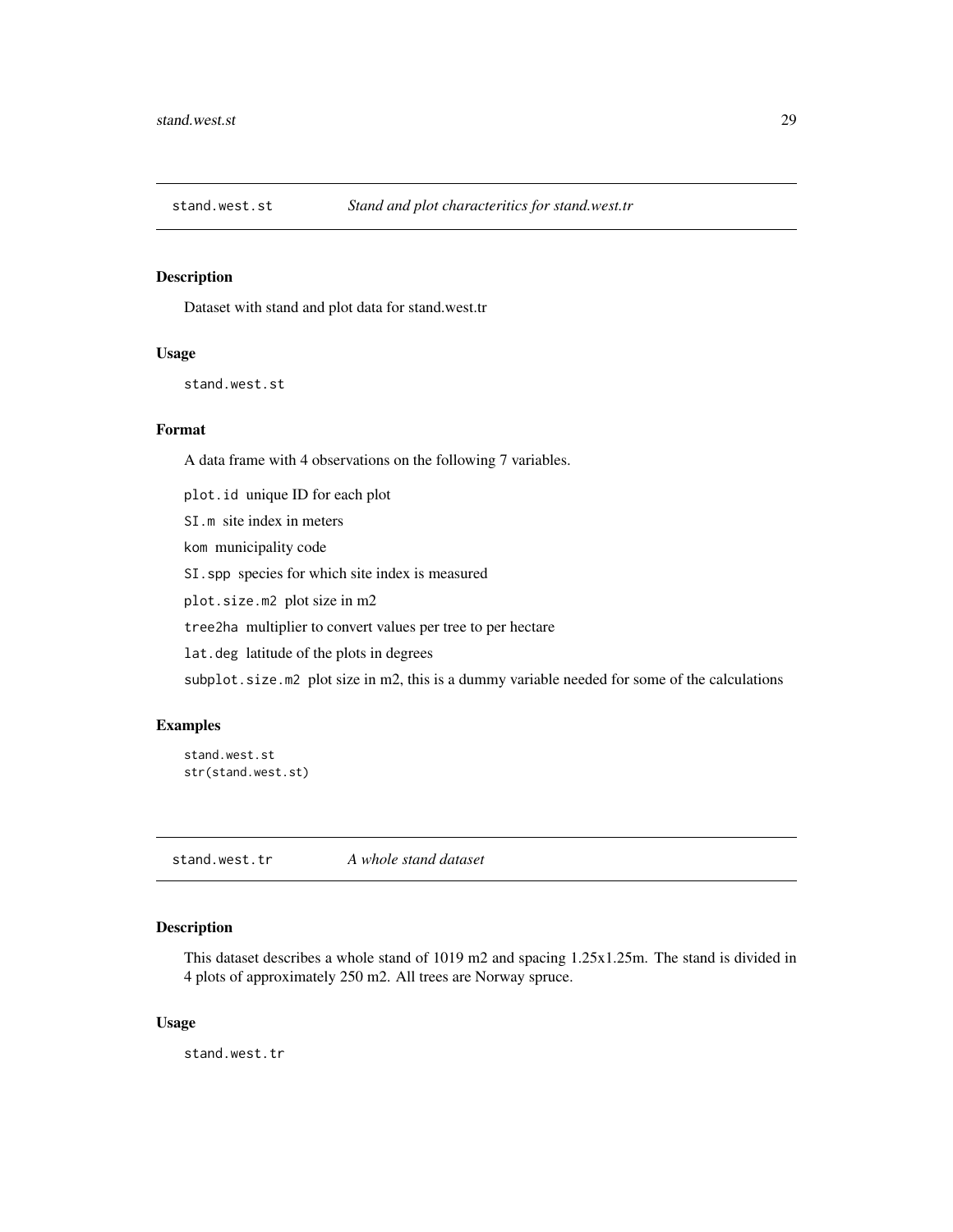## stand.west.st — *Stand and plot characteritics for stand.west.tr*

### Description

Dataset with stand and plot data for stand.west.tr

### Usage

```
stand.west.st
```

### Format

A data frame with 4 observations on the following 7 variables.

`plot.id` unique ID for each plot

`SI.m` site index in meters

`kom` municipality code

`SI.spp` species for which site index is measured

`plot.size.m2` plot size in m2

`tree2ha` multiplier to convert values per tree to per hectare

`lat.deg` latitude of the plots in degrees

`subplot.size.m2` plot size in m2, this is a dummy variable needed for some of the calculations

### Examples

```
stand.west.st
str(stand.west.st)
```

## stand.west.tr — *A whole stand dataset*

### Description

This dataset describes a whole stand of 1019 m2 and spacing 1.25x1.25m. The stand is divided in 4 plots of approximately 250 m2. All trees are Norway spruce.

### Usage

```
stand.west.tr
```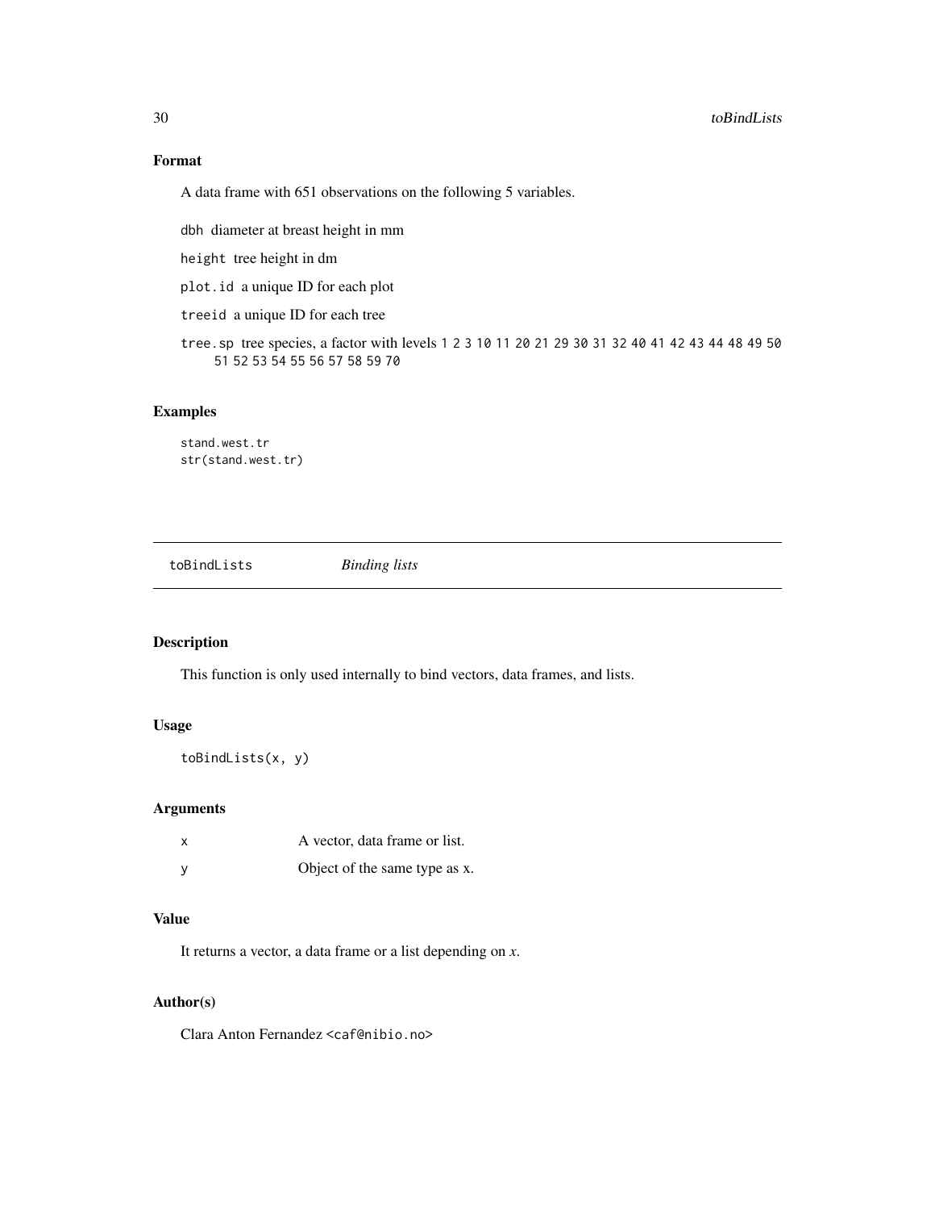### Format

A data frame with 651 observations on the following 5 variables.

- `dbh` diameter at breast height in mm
- `height` tree height in dm
- `plot.id` a unique ID for each plot
- `treeid` a unique ID for each tree
- `tree.sp` tree species, a factor with levels `1` `2` `3` `10` `11` `20` `21` `29` `30` `31` `32` `40` `41` `42` `43` `44` `48` `49` `50` `51` `52` `53` `54` `55` `56` `57` `58` `59` `70`

### Examples

```
stand.west.tr
str(stand.west.tr)
```

---

## toBindLists — *Binding lists*

### Description

This function is only used internally to bind vectors, data frames, and lists.

### Usage

```
toBindLists(x, y)
```

### Arguments

| | |
|---|---|
| x | A vector, data frame or list. |
| y | Object of the same type as x. |

### Value

It returns a vector, a data frame or a list depending on *x*.

### Author(s)

Clara Anton Fernandez <caf@nibio.no>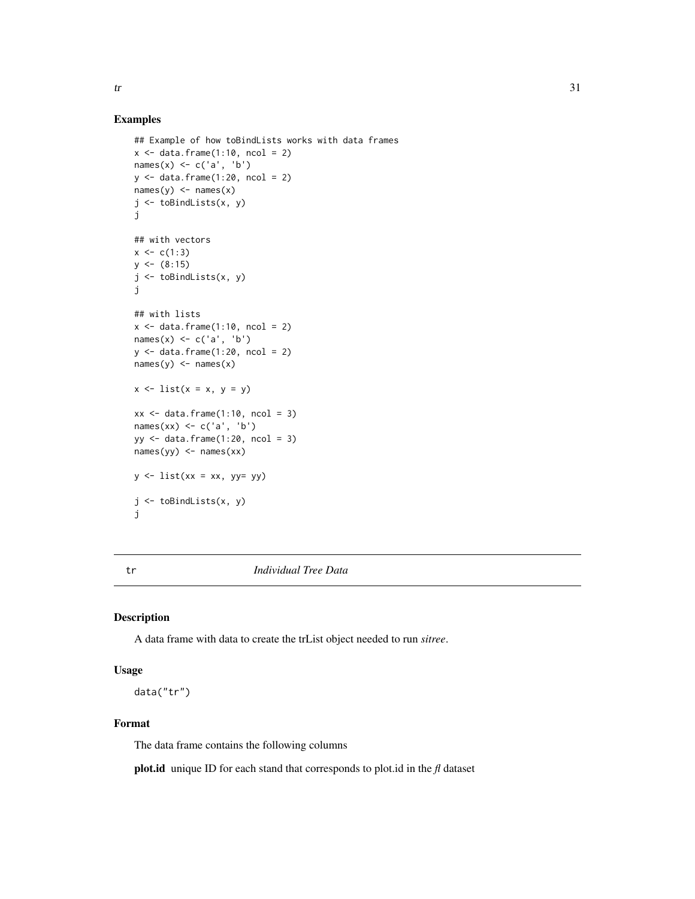## Examples

```
## Example of how toBindLists works with data frames
x <- data.frame(1:10, ncol = 2)
names(x) <- c('a', 'b')
y <- data.frame(1:20, ncol = 2)
names(y) <- names(x)
j <- toBindLists(x, y)
j

## with vectors
x <- c(1:3)
y <- (8:15)
j <- toBindLists(x, y)
j

## with lists
x <- data.frame(1:10, ncol = 2)
names(x) <- c('a', 'b')
y <- data.frame(1:20, ncol = 2)
names(y) <- names(x)

x <- list(x = x, y = y)

xx <- data.frame(1:10, ncol = 3)
names(xx) <- c('a', 'b')
yy <- data.frame(1:20, ncol = 3)
names(yy) <- names(xx)

y <- list(xx = xx, yy= yy)

j <- toBindLists(x, y)
j
```

---

# tr — *Individual Tree Data*

## Description

A data frame with data to create the trList object needed to run *sitree*.

## Usage

```
data("tr")
```

## Format

The data frame contains the following columns

**plot.id** unique ID for each stand that corresponds to plot.id in the *fl* dataset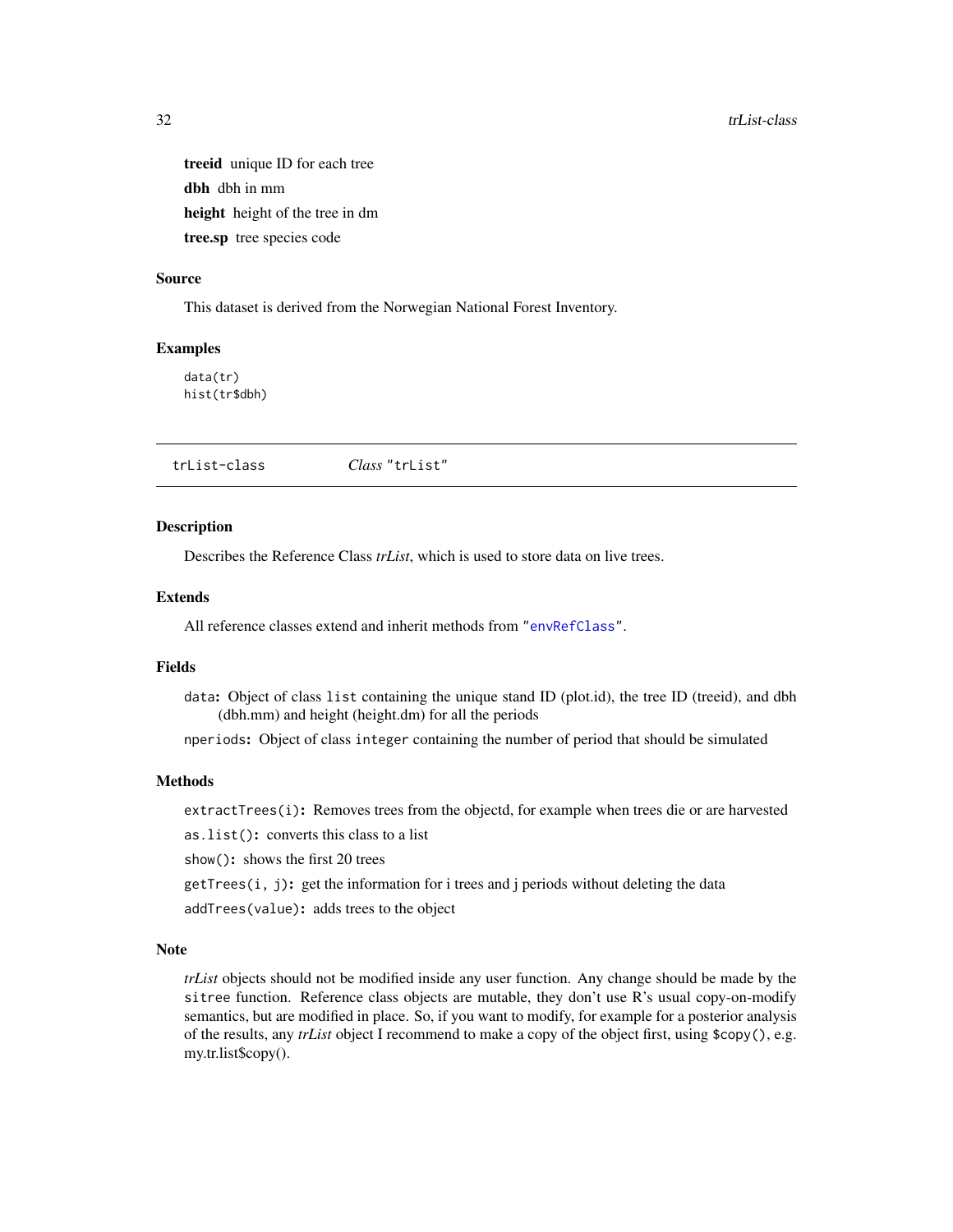**treeid** unique ID for each tree

**dbh** dbh in mm

**height** height of the tree in dm

**tree.sp** tree species code

### Source

This dataset is derived from the Norwegian National Forest Inventory.

### Examples

```
data(tr)
hist(tr$dbh)
```

---

## trList-class *Class* "trList"

---

### Description

Describes the Reference Class *trList*, which is used to store data on live trees.

### Extends

All reference classes extend and inherit methods from "`envRefClass`".

### Fields

`data`**:** Object of class `list` containing the unique stand ID (plot.id), the tree ID (treeid), and dbh (dbh.mm) and height (height.dm) for all the periods

`nperiods`**:** Object of class `integer` containing the number of period that should be simulated

### Methods

`extractTrees(i)`**:** Removes trees from the objectd, for example when trees die or are harvested

`as.list()`**:** converts this class to a list

`show()`**:** shows the first 20 trees

`getTrees(i, j)`**:** get the information for i trees and j periods without deleting the data

`addTrees(value)`**:** adds trees to the object

### Note

*trList* objects should not be modified inside any user function. Any change should be made by the `sitree` function. Reference class objects are mutable, they don't use R's usual copy-on-modify semantics, but are modified in place. So, if you want to modify, for example for a posterior analysis of the results, any *trList* object I recommend to make a copy of the object first, using `$copy()`, e.g. my.tr.list$copy().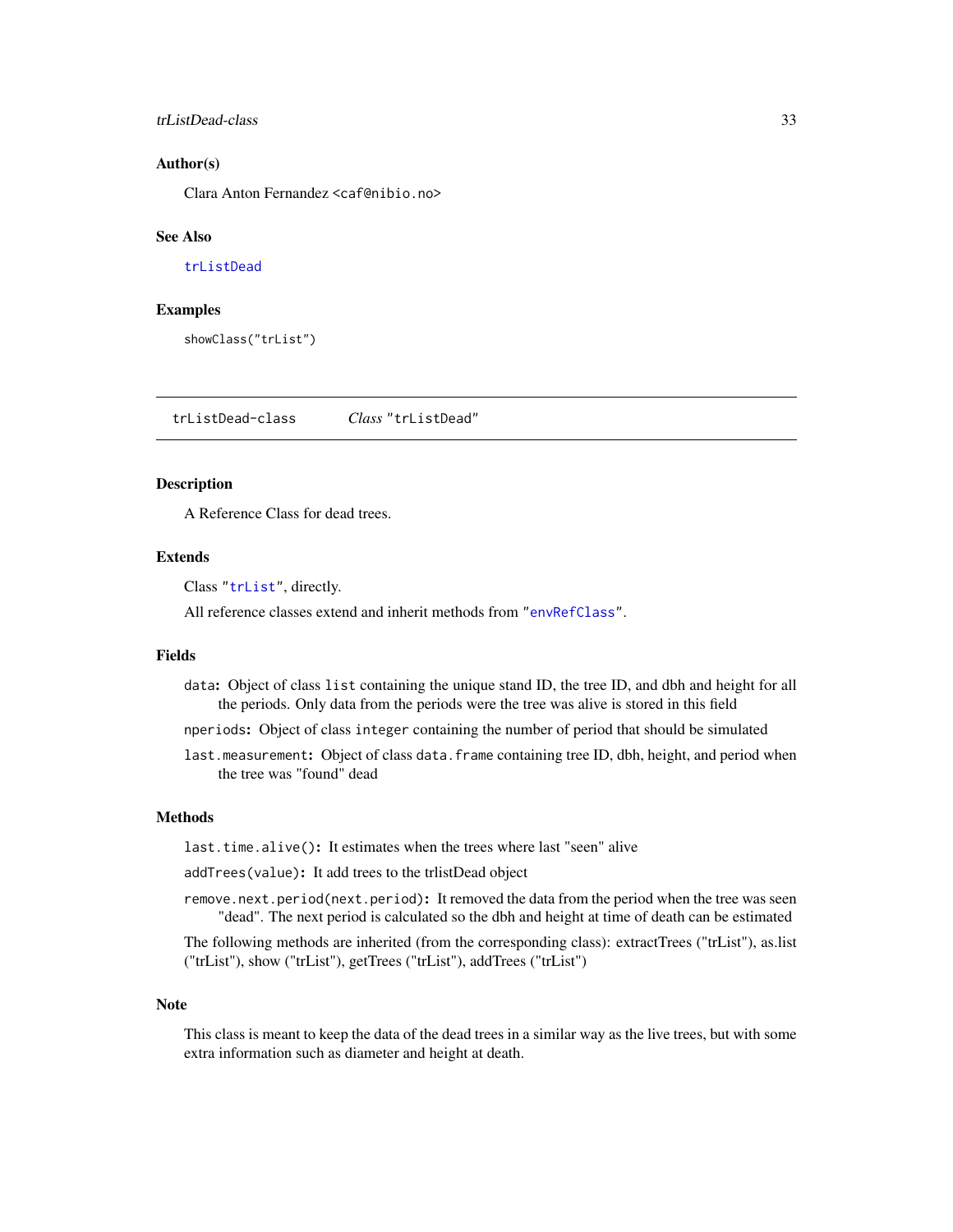### Author(s)

Clara Anton Fernandez <caf@nibio.no>

### See Also

trListDead

### Examples

```
showClass("trList")
```

---

## trListDead-class &nbsp;&nbsp;&nbsp; *Class* "trListDead"

### Description

A Reference Class for dead trees.

### Extends

Class "trList", directly.

All reference classes extend and inherit methods from "envRefClass".

### Fields

- `data`**:** Object of class `list` containing the unique stand ID, the tree ID, and dbh and height for all the periods. Only data from the periods were the tree was alive is stored in this field
- `nperiods`**:** Object of class `integer` containing the number of period that should be simulated
- `last.measurement`**:** Object of class `data.frame` containing tree ID, dbh, height, and period when the tree was "found" dead

### Methods

- `last.time.alive()`**:** It estimates when the trees where last "seen" alive
- `addTrees(value)`**:** It add trees to the trlistDead object
- `remove.next.period(next.period)`**:** It removed the data from the period when the tree was seen "dead". The next period is calculated so the dbh and height at time of death can be estimated

The following methods are inherited (from the corresponding class): extractTrees ("trList"), as.list ("trList"), show ("trList"), getTrees ("trList"), addTrees ("trList")

### Note

This class is meant to keep the data of the dead trees in a similar way as the live trees, but with some extra information such as diameter and height at death.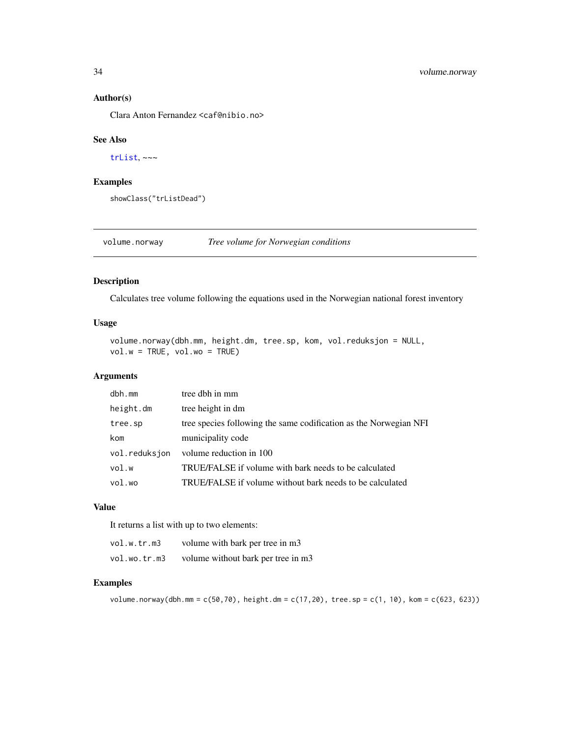### Author(s)

Clara Anton Fernandez <caf@nibio.no>

### See Also

trList, ~~~

### Examples

```
showClass("trListDead")
```

---

## volume.norway — *Tree volume for Norwegian conditions*

### Description

Calculates tree volume following the equations used in the Norwegian national forest inventory

### Usage

```
volume.norway(dbh.mm, height.dm, tree.sp, kom, vol.reduksjon = NULL,
vol.w = TRUE, vol.wo = TRUE)
```

### Arguments

| | |
|---|---|
| dbh.mm | tree dbh in mm |
| height.dm | tree height in dm |
| tree.sp | tree species following the same codification as the Norwegian NFI |
| kom | municipality code |
| vol.reduksjon | volume reduction in 100 |
| vol.w | TRUE/FALSE if volume with bark needs to be calculated |
| vol.wo | TRUE/FALSE if volume without bark needs to be calculated |

### Value

It returns a list with up to two elements:

| | |
|---|---|
| vol.w.tr.m3 | volume with bark per tree in m3 |
| vol.wo.tr.m3 | volume without bark per tree in m3 |

### Examples

```
volume.norway(dbh.mm = c(50,70), height.dm = c(17,20), tree.sp = c(1, 10), kom = c(623, 623))
```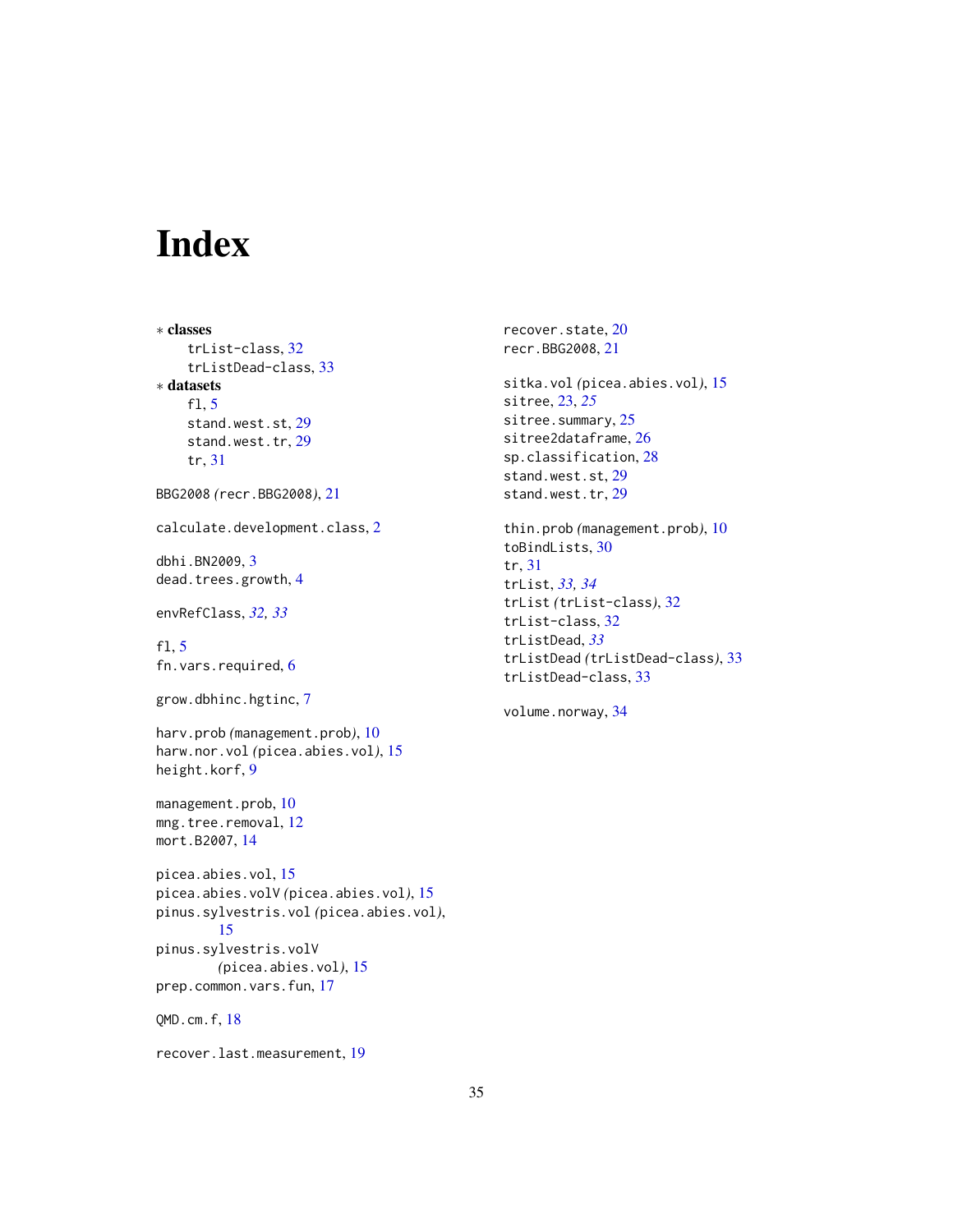# Index

∗ **classes**
  trList-class, 32
  trListDead-class, 33

∗ **datasets**
  fl, 5
  stand.west.st, 29
  stand.west.tr, 29
  tr, 31

BBG2008 *(*recr.BBG2008*)*, 21

calculate.development.class, 2

dbhi.BN2009, 3
dead.trees.growth, 4

envRefClass, *32, 33*

fl, 5
fn.vars.required, 6

grow.dbhinc.hgtinc, 7

harv.prob *(*management.prob*)*, 10
harw.nor.vol *(*picea.abies.vol*)*, 15
height.korf, 9

management.prob, 10
mng.tree.removal, 12
mort.B2007, 14

picea.abies.vol, 15
picea.abies.volV *(*picea.abies.vol*)*, 15
pinus.sylvestris.vol *(*picea.abies.vol*)*, 15
pinus.sylvestris.volV *(*picea.abies.vol*)*, 15
prep.common.vars.fun, 17

QMD.cm.f, 18

recover.last.measurement, 19
recover.state, 20
recr.BBG2008, 21

sitka.vol *(*picea.abies.vol*)*, 15
sitree, 23, *25*
sitree.summary, 25
sitree2dataframe, 26
sp.classification, 28
stand.west.st, 29
stand.west.tr, 29

thin.prob *(*management.prob*)*, 10
toBindLists, 30
tr, 31
trList, *33, 34*
trList *(*trList-class*)*, 32
trList-class, 32
trListDead, *33*
trListDead *(*trListDead-class*)*, 33
trListDead-class, 33

volume.norway, 34